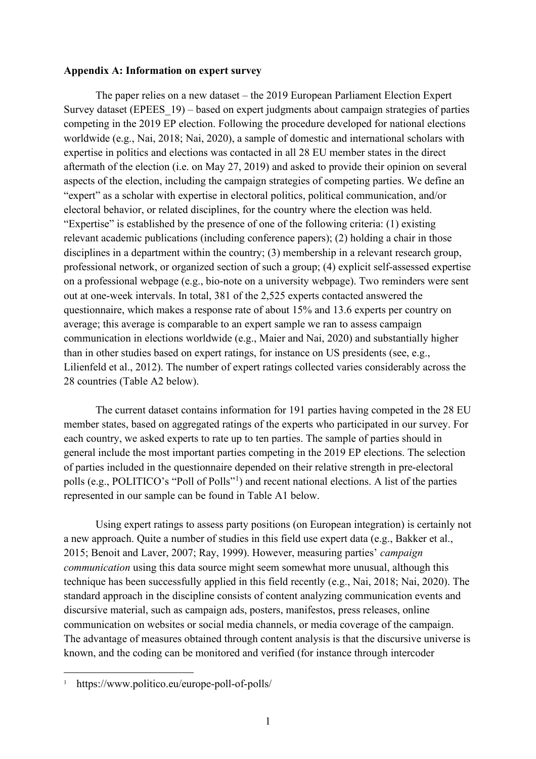**Appendix A: Information on expert survey**

The paper relies on a new dataset – the 2019 European Parliament Election Expert Survey dataset (EPEES_19) – based on expert judgments about campaign strategies of parties competing in the 2019 EP election. Following the procedure developed for national elections worldwide (e.g., Nai, 2018; Nai, 2020), a sample of domestic and international scholars with expertise in politics and elections was contacted in all 28 EU member states in the direct aftermath of the election (i.e. on May 27, 2019) and asked to provide their opinion on several aspects of the election, including the campaign strategies of competing parties. We define an "expert" as a scholar with expertise in electoral politics, political communication, and/or electoral behavior, or related disciplines, for the country where the election was held. "Expertise" is established by the presence of one of the following criteria: (1) existing relevant academic publications (including conference papers); (2) holding a chair in those disciplines in a department within the country; (3) membership in a relevant research group, professional network, or organized section of such a group; (4) explicit self-assessed expertise on a professional webpage (e.g., bio-note on a university webpage). Two reminders were sent out at one-week intervals. In total, 381 of the 2,525 experts contacted answered the questionnaire, which makes a response rate of about 15% and 13.6 experts per country on average; this average is comparable to an expert sample we ran to assess campaign communication in elections worldwide (e.g., Maier and Nai, 2020) and substantially higher than in other studies based on expert ratings, for instance on US presidents (see, e.g., Lilienfeld et al., 2012). The number of expert ratings collected varies considerably across the 28 countries (Table A2 below).

The current dataset contains information for 191 parties having competed in the 28 EU member states, based on aggregated ratings of the experts who participated in our survey. For each country, we asked experts to rate up to ten parties. The sample of parties should in general include the most important parties competing in the 2019 EP elections. The selection of parties included in the questionnaire depended on their relative strength in pre-electoral polls (e.g., POLITICO's "Poll of Polls"[1]) and recent national elections. A list of the parties represented in our sample can be found in Table A1 below.

Using expert ratings to assess party positions (on European integration) is certainly not a new approach. Quite a number of studies in this field use expert data (e.g., Bakker et al., 2015; Benoit and Laver, 2007; Ray, 1999). However, measuring parties' *campaign communication* using this data source might seem somewhat more unusual, although this technique has been successfully applied in this field recently (e.g., Nai, 2018; Nai, 2020). The standard approach in the discipline consists of content analyzing communication events and discursive material, such as campaign ads, posters, manifestos, press releases, online communication on websites or social media channels, or media coverage of the campaign. The advantage of measures obtained through content analysis is that the discursive universe is known, and the coding can be monitored and verified (for instance through intercoder

[1] https://www.politico.eu/europe-poll-of-polls/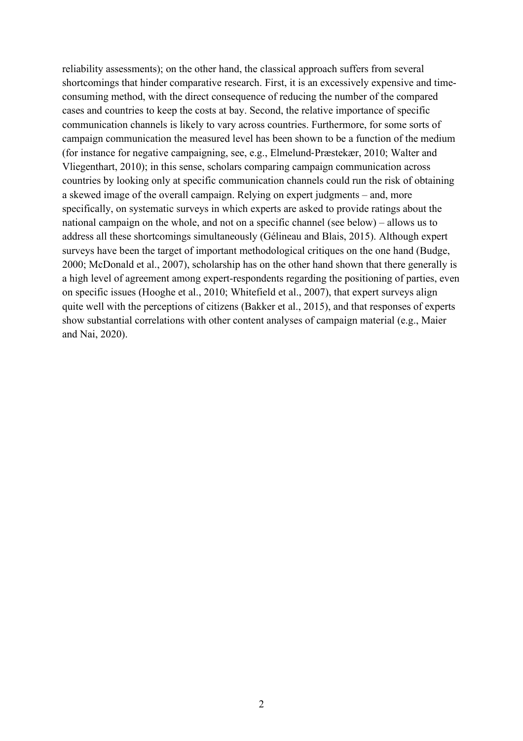reliability assessments); on the other hand, the classical approach suffers from several shortcomings that hinder comparative research. First, it is an excessively expensive and time-consuming method, with the direct consequence of reducing the number of the compared cases and countries to keep the costs at bay. Second, the relative importance of specific communication channels is likely to vary across countries. Furthermore, for some sorts of campaign communication the measured level has been shown to be a function of the medium (for instance for negative campaigning, see, e.g., Elmelund-Præstekær, 2010; Walter and Vliegenthart, 2010); in this sense, scholars comparing campaign communication across countries by looking only at specific communication channels could run the risk of obtaining a skewed image of the overall campaign. Relying on expert judgments – and, more specifically, on systematic surveys in which experts are asked to provide ratings about the national campaign on the whole, and not on a specific channel (see below) – allows us to address all these shortcomings simultaneously (Gélineau and Blais, 2015). Although expert surveys have been the target of important methodological critiques on the one hand (Budge, 2000; McDonald et al., 2007), scholarship has on the other hand shown that there generally is a high level of agreement among expert-respondents regarding the positioning of parties, even on specific issues (Hooghe et al., 2010; Whitefield et al., 2007), that expert surveys align quite well with the perceptions of citizens (Bakker et al., 2015), and that responses of experts show substantial correlations with other content analyses of campaign material (e.g., Maier and Nai, 2020).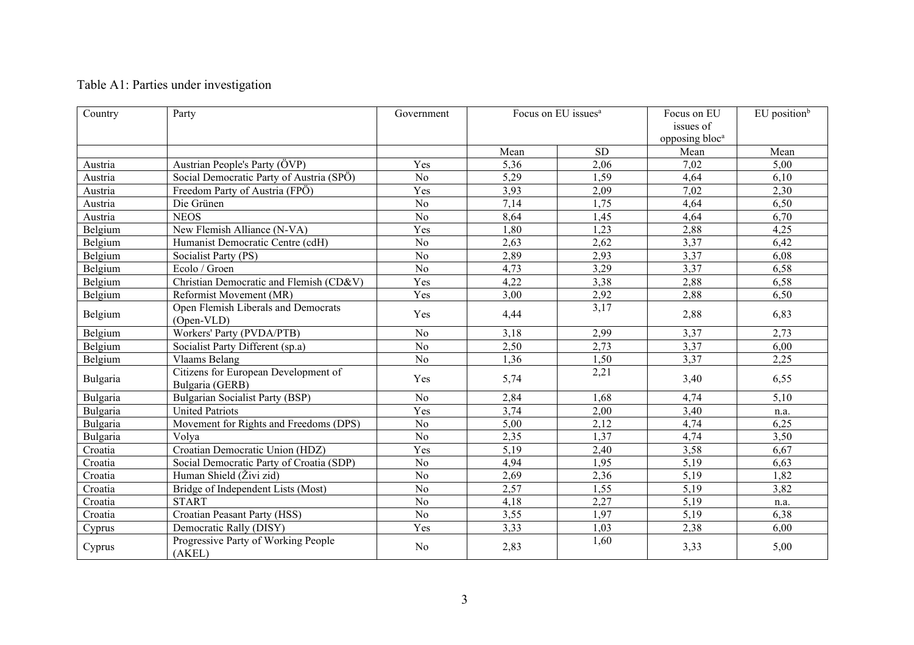Table A1: Parties under investigation

| Country | Party | Government | Focus on EU issues[a] | | Focus on EU issues of opposing bloc[a] | EU position[b] |
|---|---|---|---|---|---|---|
| | | | Mean | SD | Mean | Mean |
| Austria | Austrian People's Party (ÖVP) | Yes | 5,36 | 2,06 | 7,02 | 5,00 |
| Austria | Social Democratic Party of Austria (SPÖ) | No | 5,29 | 1,59 | 4,64 | 6,10 |
| Austria | Freedom Party of Austria (FPÖ) | Yes | 3,93 | 2,09 | 7,02 | 2,30 |
| Austria | Die Grünen | No | 7,14 | 1,75 | 4,64 | 6,50 |
| Austria | NEOS | No | 8,64 | 1,45 | 4,64 | 6,70 |
| Belgium | New Flemish Alliance (N-VA) | Yes | 1,80 | 1,23 | 2,88 | 4,25 |
| Belgium | Humanist Democratic Centre (cdH) | No | 2,63 | 2,62 | 3,37 | 6,42 |
| Belgium | Socialist Party (PS) | No | 2,89 | 2,93 | 3,37 | 6,08 |
| Belgium | Ecolo / Groen | No | 4,73 | 3,29 | 3,37 | 6,58 |
| Belgium | Christian Democratic and Flemish (CD&V) | Yes | 4,22 | 3,38 | 2,88 | 6,58 |
| Belgium | Reformist Movement (MR) | Yes | 3,00 | 2,92 | 2,88 | 6,50 |
| Belgium | Open Flemish Liberals and Democrats (Open-VLD) | Yes | 4,44 | 3,17 | 2,88 | 6,83 |
| Belgium | Workers' Party (PVDA/PTB) | No | 3,18 | 2,99 | 3,37 | 2,73 |
| Belgium | Socialist Party Different (sp.a) | No | 2,50 | 2,73 | 3,37 | 6,00 |
| Belgium | Vlaams Belang | No | 1,36 | 1,50 | 3,37 | 2,25 |
| Bulgaria | Citizens for European Development of Bulgaria (GERB) | Yes | 5,74 | 2,21 | 3,40 | 6,55 |
| Bulgaria | Bulgarian Socialist Party (BSP) | No | 2,84 | 1,68 | 4,74 | 5,10 |
| Bulgaria | United Patriots | Yes | 3,74 | 2,00 | 3,40 | n.a. |
| Bulgaria | Movement for Rights and Freedoms (DPS) | No | 5,00 | 2,12 | 4,74 | 6,25 |
| Bulgaria | Volya | No | 2,35 | 1,37 | 4,74 | 3,50 |
| Croatia | Croatian Democratic Union (HDZ) | Yes | 5,19 | 2,40 | 3,58 | 6,67 |
| Croatia | Social Democratic Party of Croatia (SDP) | No | 4,94 | 1,95 | 5,19 | 6,63 |
| Croatia | Human Shield (Živi zid) | No | 2,69 | 2,36 | 5,19 | 1,82 |
| Croatia | Bridge of Independent Lists (Most) | No | 2,57 | 1,55 | 5,19 | 3,82 |
| Croatia | START | No | 4,18 | 2,27 | 5,19 | n.a. |
| Croatia | Croatian Peasant Party (HSS) | No | 3,55 | 1,97 | 5,19 | 6,38 |
| Cyprus | Democratic Rally (DISY) | Yes | 3,33 | 1,03 | 2,38 | 6,00 |
| Cyprus | Progressive Party of Working People (AKEL) | No | 2,83 | 1,60 | 3,33 | 5,00 |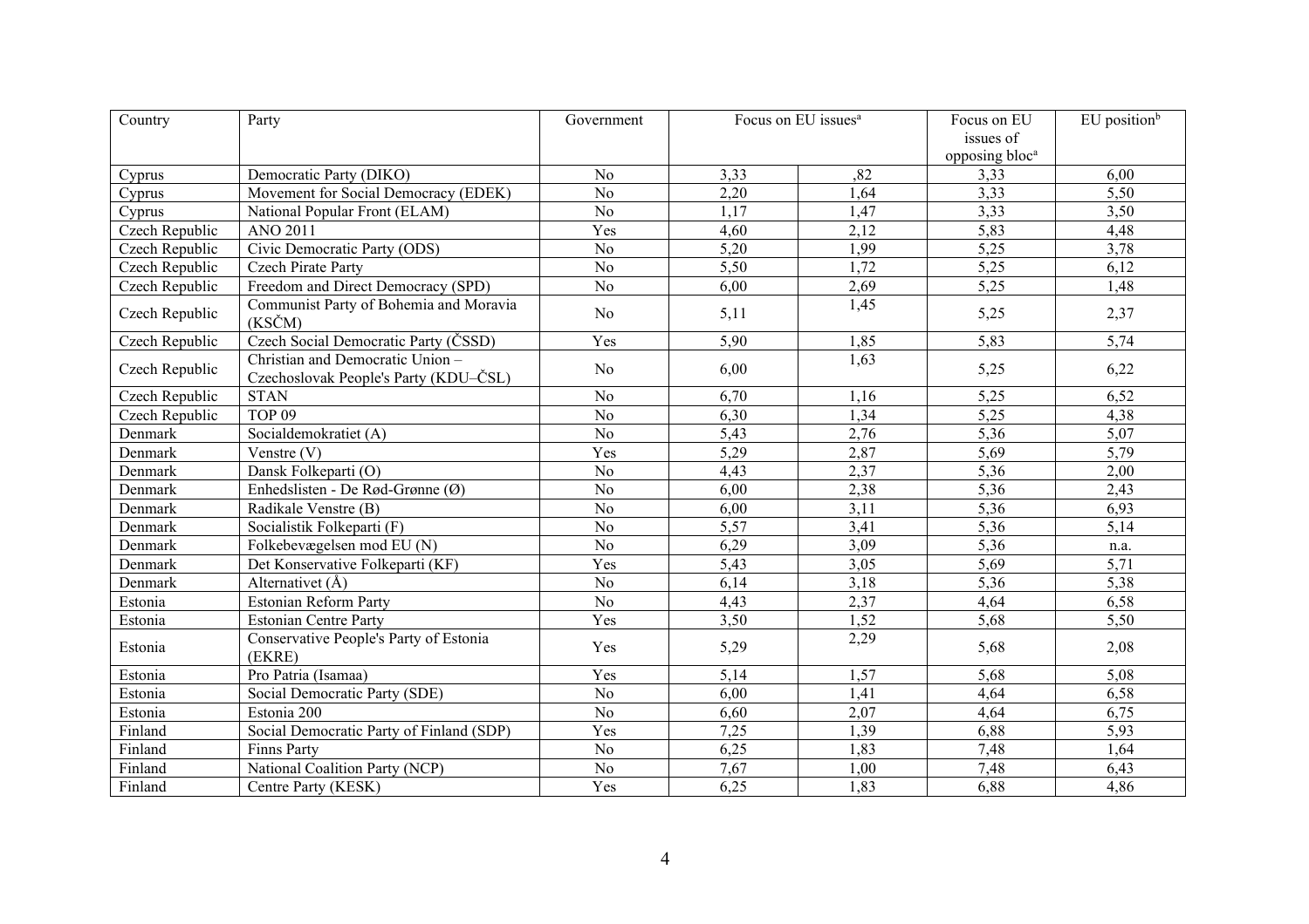| Country | Party | Government | Focus on EU issues[a] | | Focus on EU issues of opposing bloc[a] | EU position[b] |
|---|---|---|---|---|---|---|
| Cyprus | Democratic Party (DIKO) | No | 3,33 | ,82 | 3,33 | 6,00 |
| Cyprus | Movement for Social Democracy (EDEK) | No | 2,20 | 1,64 | 3,33 | 5,50 |
| Cyprus | National Popular Front (ELAM) | No | 1,17 | 1,47 | 3,33 | 3,50 |
| Czech Republic | ANO 2011 | Yes | 4,60 | 2,12 | 5,83 | 4,48 |
| Czech Republic | Civic Democratic Party (ODS) | No | 5,20 | 1,99 | 5,25 | 3,78 |
| Czech Republic | Czech Pirate Party | No | 5,50 | 1,72 | 5,25 | 6,12 |
| Czech Republic | Freedom and Direct Democracy (SPD) | No | 6,00 | 2,69 | 5,25 | 1,48 |
| Czech Republic | Communist Party of Bohemia and Moravia (KSČM) | No | 5,11 | 1,45 | 5,25 | 2,37 |
| Czech Republic | Czech Social Democratic Party (ČSSD) | Yes | 5,90 | 1,85 | 5,83 | 5,74 |
| Czech Republic | Christian and Democratic Union – Czechoslovak People's Party (KDU–ČSL) | No | 6,00 | 1,63 | 5,25 | 6,22 |
| Czech Republic | STAN | No | 6,70 | 1,16 | 5,25 | 6,52 |
| Czech Republic | TOP 09 | No | 6,30 | 1,34 | 5,25 | 4,38 |
| Denmark | Socialdemokratiet (A) | No | 5,43 | 2,76 | 5,36 | 5,07 |
| Denmark | Venstre (V) | Yes | 5,29 | 2,87 | 5,69 | 5,79 |
| Denmark | Dansk Folkeparti (O) | No | 4,43 | 2,37 | 5,36 | 2,00 |
| Denmark | Enhedslisten - De Rød-Grønne (Ø) | No | 6,00 | 2,38 | 5,36 | 2,43 |
| Denmark | Radikale Venstre (B) | No | 6,00 | 3,11 | 5,36 | 6,93 |
| Denmark | Socialistik Folkeparti (F) | No | 5,57 | 3,41 | 5,36 | 5,14 |
| Denmark | Folkebevægelsen mod EU (N) | No | 6,29 | 3,09 | 5,36 | n.a. |
| Denmark | Det Konservative Folkeparti (KF) | Yes | 5,43 | 3,05 | 5,69 | 5,71 |
| Denmark | Alternativet (Å) | No | 6,14 | 3,18 | 5,36 | 5,38 |
| Estonia | Estonian Reform Party | No | 4,43 | 2,37 | 4,64 | 6,58 |
| Estonia | Estonian Centre Party | Yes | 3,50 | 1,52 | 5,68 | 5,50 |
| Estonia | Conservative People's Party of Estonia (EKRE) | Yes | 5,29 | 2,29 | 5,68 | 2,08 |
| Estonia | Pro Patria (Isamaa) | Yes | 5,14 | 1,57 | 5,68 | 5,08 |
| Estonia | Social Democratic Party (SDE) | No | 6,00 | 1,41 | 4,64 | 6,58 |
| Estonia | Estonia 200 | No | 6,60 | 2,07 | 4,64 | 6,75 |
| Finland | Social Democratic Party of Finland (SDP) | Yes | 7,25 | 1,39 | 6,88 | 5,93 |
| Finland | Finns Party | No | 6,25 | 1,83 | 7,48 | 1,64 |
| Finland | National Coalition Party (NCP) | No | 7,67 | 1,00 | 7,48 | 6,43 |
| Finland | Centre Party (KESK) | Yes | 6,25 | 1,83 | 6,88 | 4,86 |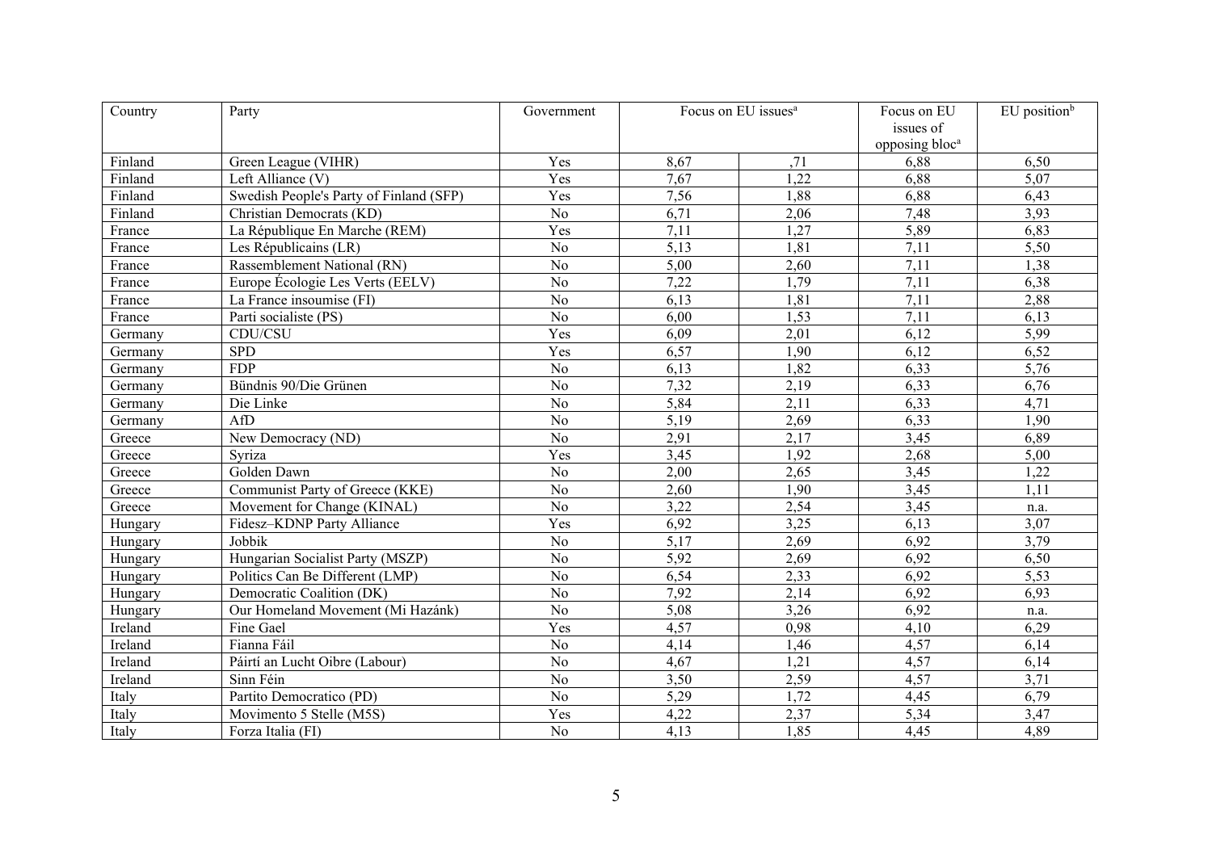| Country | Party | Government | Focus on EU issues[a] | | Focus on EU issues of opposing bloc[a] | EU position[b] |
|---|---|---|---|---|---|---|
| Finland | Green League (VIHR) | Yes | 8,67 | ,71 | 6,88 | 6,50 |
| Finland | Left Alliance (V) | Yes | 7,67 | 1,22 | 6,88 | 5,07 |
| Finland | Swedish People's Party of Finland (SFP) | Yes | 7,56 | 1,88 | 6,88 | 6,43 |
| Finland | Christian Democrats (KD) | No | 6,71 | 2,06 | 7,48 | 3,93 |
| France | La République En Marche (REM) | Yes | 7,11 | 1,27 | 5,89 | 6,83 |
| France | Les Républicains (LR) | No | 5,13 | 1,81 | 7,11 | 5,50 |
| France | Rassemblement National (RN) | No | 5,00 | 2,60 | 7,11 | 1,38 |
| France | Europe Écologie Les Verts (EELV) | No | 7,22 | 1,79 | 7,11 | 6,38 |
| France | La France insoumise (FI) | No | 6,13 | 1,81 | 7,11 | 2,88 |
| France | Parti socialiste (PS) | No | 6,00 | 1,53 | 7,11 | 6,13 |
| Germany | CDU/CSU | Yes | 6,09 | 2,01 | 6,12 | 5,99 |
| Germany | SPD | Yes | 6,57 | 1,90 | 6,12 | 6,52 |
| Germany | FDP | No | 6,13 | 1,82 | 6,33 | 5,76 |
| Germany | Bündnis 90/Die Grünen | No | 7,32 | 2,19 | 6,33 | 6,76 |
| Germany | Die Linke | No | 5,84 | 2,11 | 6,33 | 4,71 |
| Germany | AfD | No | 5,19 | 2,69 | 6,33 | 1,90 |
| Greece | New Democracy (ND) | No | 2,91 | 2,17 | 3,45 | 6,89 |
| Greece | Syriza | Yes | 3,45 | 1,92 | 2,68 | 5,00 |
| Greece | Golden Dawn | No | 2,00 | 2,65 | 3,45 | 1,22 |
| Greece | Communist Party of Greece (KKE) | No | 2,60 | 1,90 | 3,45 | 1,11 |
| Greece | Movement for Change (KINAL) | No | 3,22 | 2,54 | 3,45 | n.a. |
| Hungary | Fidesz–KDNP Party Alliance | Yes | 6,92 | 3,25 | 6,13 | 3,07 |
| Hungary | Jobbik | No | 5,17 | 2,69 | 6,92 | 3,79 |
| Hungary | Hungarian Socialist Party (MSZP) | No | 5,92 | 2,69 | 6,92 | 6,50 |
| Hungary | Politics Can Be Different (LMP) | No | 6,54 | 2,33 | 6,92 | 5,53 |
| Hungary | Democratic Coalition (DK) | No | 7,92 | 2,14 | 6,92 | 6,93 |
| Hungary | Our Homeland Movement (Mi Hazánk) | No | 5,08 | 3,26 | 6,92 | n.a. |
| Ireland | Fine Gael | Yes | 4,57 | 0,98 | 4,10 | 6,29 |
| Ireland | Fianna Fáil | No | 4,14 | 1,46 | 4,57 | 6,14 |
| Ireland | Páirtí an Lucht Oibre (Labour) | No | 4,67 | 1,21 | 4,57 | 6,14 |
| Ireland | Sinn Féin | No | 3,50 | 2,59 | 4,57 | 3,71 |
| Italy | Partito Democratico (PD) | No | 5,29 | 1,72 | 4,45 | 6,79 |
| Italy | Movimento 5 Stelle (M5S) | Yes | 4,22 | 2,37 | 5,34 | 3,47 |
| Italy | Forza Italia (FI) | No | 4,13 | 1,85 | 4,45 | 4,89 |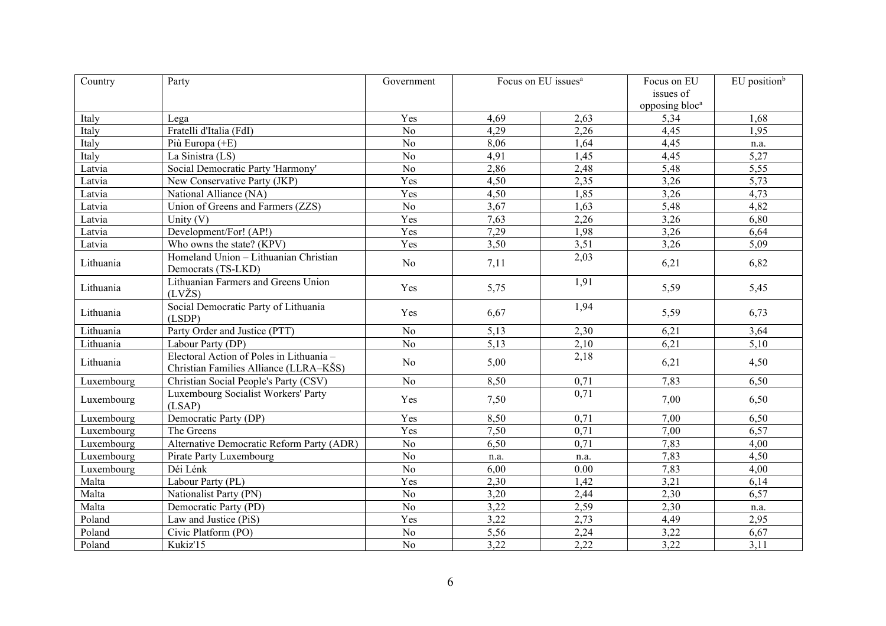| Country | Party | Government | Focus on EU issues[a] | | Focus on EU issues of opposing bloc[a] | EU position[b] |
|---|---|---|---|---|---|---|
| Italy | Lega | Yes | 4,69 | 2,63 | 5,34 | 1,68 |
| Italy | Fratelli d'Italia (FdI) | No | 4,29 | 2,26 | 4,45 | 1,95 |
| Italy | Più Europa (+E) | No | 8,06 | 1,64 | 4,45 | n.a. |
| Italy | La Sinistra (LS) | No | 4,91 | 1,45 | 4,45 | 5,27 |
| Latvia | Social Democratic Party 'Harmony' | No | 2,86 | 2,48 | 5,48 | 5,55 |
| Latvia | New Conservative Party (JKP) | Yes | 4,50 | 2,35 | 3,26 | 5,73 |
| Latvia | National Alliance (NA) | Yes | 4,50 | 1,85 | 3,26 | 4,73 |
| Latvia | Union of Greens and Farmers (ZZS) | No | 3,67 | 1,63 | 5,48 | 4,82 |
| Latvia | Unity (V) | Yes | 7,63 | 2,26 | 3,26 | 6,80 |
| Latvia | Development/For! (AP!) | Yes | 7,29 | 1,98 | 3,26 | 6,64 |
| Latvia | Who owns the state? (KPV) | Yes | 3,50 | 3,51 | 3,26 | 5,09 |
| Lithuania | Homeland Union – Lithuanian Christian Democrats (TS-LKD) | No | 7,11 | 2,03 | 6,21 | 6,82 |
| Lithuania | Lithuanian Farmers and Greens Union (LVŽS) | Yes | 5,75 | 1,91 | 5,59 | 5,45 |
| Lithuania | Social Democratic Party of Lithuania (LSDP) | Yes | 6,67 | 1,94 | 5,59 | 6,73 |
| Lithuania | Party Order and Justice (PTT) | No | 5,13 | 2,30 | 6,21 | 3,64 |
| Lithuania | Labour Party (DP) | No | 5,13 | 2,10 | 6,21 | 5,10 |
| Lithuania | Electoral Action of Poles in Lithuania – Christian Families Alliance (LLRA–KŠS) | No | 5,00 | 2,18 | 6,21 | 4,50 |
| Luxembourg | Christian Social People's Party (CSV) | No | 8,50 | 0,71 | 7,83 | 6,50 |
| Luxembourg | Luxembourg Socialist Workers' Party (LSAP) | Yes | 7,50 | 0,71 | 7,00 | 6,50 |
| Luxembourg | Democratic Party (DP) | Yes | 8,50 | 0,71 | 7,00 | 6,50 |
| Luxembourg | The Greens | Yes | 7,50 | 0,71 | 7,00 | 6,57 |
| Luxembourg | Alternative Democratic Reform Party (ADR) | No | 6,50 | 0,71 | 7,83 | 4,00 |
| Luxembourg | Pirate Party Luxembourg | No | n.a. | n.a. | 7,83 | 4,50 |
| Luxembourg | Déi Lénk | No | 6,00 | 0.00 | 7,83 | 4,00 |
| Malta | Labour Party (PL) | Yes | 2,30 | 1,42 | 3,21 | 6,14 |
| Malta | Nationalist Party (PN) | No | 3,20 | 2,44 | 2,30 | 6,57 |
| Malta | Democratic Party (PD) | No | 3,22 | 2,59 | 2,30 | n.a. |
| Poland | Law and Justice (PiS) | Yes | 3,22 | 2,73 | 4,49 | 2,95 |
| Poland | Civic Platform (PO) | No | 5,56 | 2,24 | 3,22 | 6,67 |
| Poland | Kukiz'15 | No | 3,22 | 2,22 | 3,22 | 3,11 |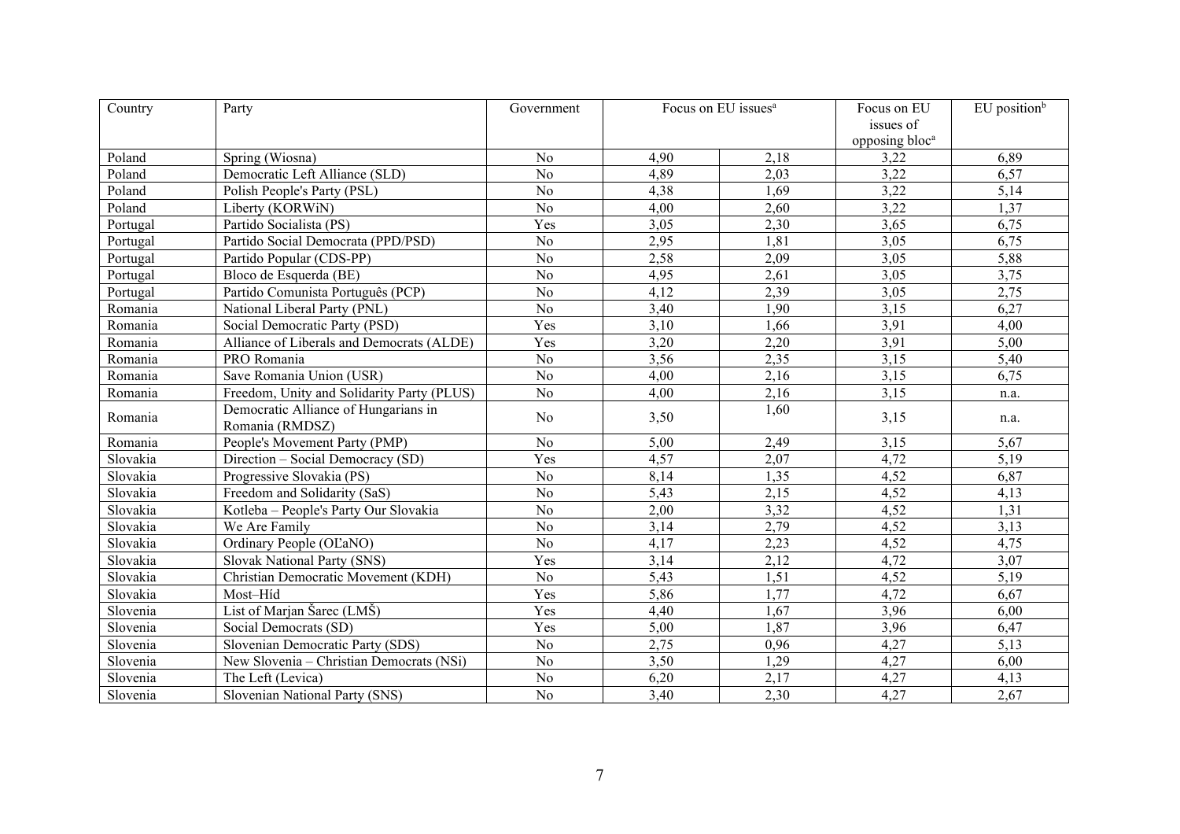| Country | Party | Government | Focus on EU issues[a] | | Focus on EU issues of opposing bloc[a] | EU position[b] |
|---|---|---|---|---|---|---|
| Poland | Spring (Wiosna) | No | 4,90 | 2,18 | 3,22 | 6,89 |
| Poland | Democratic Left Alliance (SLD) | No | 4,89 | 2,03 | 3,22 | 6,57 |
| Poland | Polish People's Party (PSL) | No | 4,38 | 1,69 | 3,22 | 5,14 |
| Poland | Liberty (KORWiN) | No | 4,00 | 2,60 | 3,22 | 1,37 |
| Portugal | Partido Socialista (PS) | Yes | 3,05 | 2,30 | 3,65 | 6,75 |
| Portugal | Partido Social Democrata (PPD/PSD) | No | 2,95 | 1,81 | 3,05 | 6,75 |
| Portugal | Partido Popular (CDS-PP) | No | 2,58 | 2,09 | 3,05 | 5,88 |
| Portugal | Bloco de Esquerda (BE) | No | 4,95 | 2,61 | 3,05 | 3,75 |
| Portugal | Partido Comunista Português (PCP) | No | 4,12 | 2,39 | 3,05 | 2,75 |
| Romania | National Liberal Party (PNL) | No | 3,40 | 1,90 | 3,15 | 6,27 |
| Romania | Social Democratic Party (PSD) | Yes | 3,10 | 1,66 | 3,91 | 4,00 |
| Romania | Alliance of Liberals and Democrats (ALDE) | Yes | 3,20 | 2,20 | 3,91 | 5,00 |
| Romania | PRO Romania | No | 3,56 | 2,35 | 3,15 | 5,40 |
| Romania | Save Romania Union (USR) | No | 4,00 | 2,16 | 3,15 | 6,75 |
| Romania | Freedom, Unity and Solidarity Party (PLUS) | No | 4,00 | 2,16 | 3,15 | n.a. |
| Romania | Democratic Alliance of Hungarians in Romania (RMDSZ) | No | 3,50 | 1,60 | 3,15 | n.a. |
| Romania | People's Movement Party (PMP) | No | 5,00 | 2,49 | 3,15 | 5,67 |
| Slovakia | Direction – Social Democracy (SD) | Yes | 4,57 | 2,07 | 4,72 | 5,19 |
| Slovakia | Progressive Slovakia (PS) | No | 8,14 | 1,35 | 4,52 | 6,87 |
| Slovakia | Freedom and Solidarity (SaS) | No | 5,43 | 2,15 | 4,52 | 4,13 |
| Slovakia | Kotleba – People's Party Our Slovakia | No | 2,00 | 3,32 | 4,52 | 1,31 |
| Slovakia | We Are Family | No | 3,14 | 2,79 | 4,52 | 3,13 |
| Slovakia | Ordinary People (OĽaNO) | No | 4,17 | 2,23 | 4,52 | 4,75 |
| Slovakia | Slovak National Party (SNS) | Yes | 3,14 | 2,12 | 4,72 | 3,07 |
| Slovakia | Christian Democratic Movement (KDH) | No | 5,43 | 1,51 | 4,52 | 5,19 |
| Slovakia | Most–Híd | Yes | 5,86 | 1,77 | 4,72 | 6,67 |
| Slovenia | List of Marjan Šarec (LMŠ) | Yes | 4,40 | 1,67 | 3,96 | 6,00 |
| Slovenia | Social Democrats (SD) | Yes | 5,00 | 1,87 | 3,96 | 6,47 |
| Slovenia | Slovenian Democratic Party (SDS) | No | 2,75 | 0,96 | 4,27 | 5,13 |
| Slovenia | New Slovenia – Christian Democrats (NSi) | No | 3,50 | 1,29 | 4,27 | 6,00 |
| Slovenia | The Left (Levica) | No | 6,20 | 2,17 | 4,27 | 4,13 |
| Slovenia | Slovenian National Party (SNS) | No | 3,40 | 2,30 | 4,27 | 2,67 |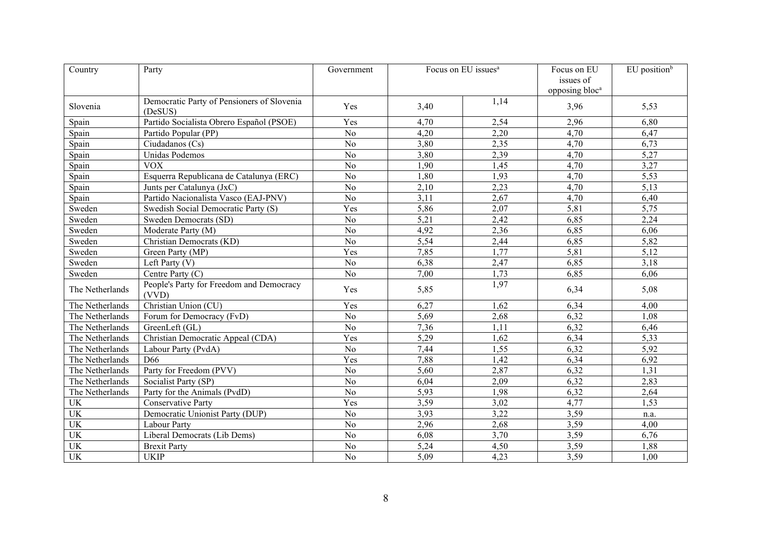| Country | Party | Government | Focus on EU issues[a] | | Focus on EU issues of opposing bloc[a] | EU position[b] |
|---|---|---|---|---|---|---|
| Slovenia | Democratic Party of Pensioners of Slovenia (DeSUS) | Yes | 3,40 | 1,14 | 3,96 | 5,53 |
| Spain | Partido Socialista Obrero Español (PSOE) | Yes | 4,70 | 2,54 | 2,96 | 6,80 |
| Spain | Partido Popular (PP) | No | 4,20 | 2,20 | 4,70 | 6,47 |
| Spain | Ciudadanos (Cs) | No | 3,80 | 2,35 | 4,70 | 6,73 |
| Spain | Unidas Podemos | No | 3,80 | 2,39 | 4,70 | 5,27 |
| Spain | VOX | No | 1,90 | 1,45 | 4,70 | 3,27 |
| Spain | Esquerra Republicana de Catalunya (ERC) | No | 1,80 | 1,93 | 4,70 | 5,53 |
| Spain | Junts per Catalunya (JxC) | No | 2,10 | 2,23 | 4,70 | 5,13 |
| Spain | Partido Nacionalista Vasco (EAJ-PNV) | No | 3,11 | 2,67 | 4,70 | 6,40 |
| Sweden | Swedish Social Democratic Party (S) | Yes | 5,86 | 2,07 | 5,81 | 5,75 |
| Sweden | Sweden Democrats (SD) | No | 5,21 | 2,42 | 6,85 | 2,24 |
| Sweden | Moderate Party (M) | No | 4,92 | 2,36 | 6,85 | 6,06 |
| Sweden | Christian Democrats (KD) | No | 5,54 | 2,44 | 6,85 | 5,82 |
| Sweden | Green Party (MP) | Yes | 7,85 | 1,77 | 5,81 | 5,12 |
| Sweden | Left Party (V) | No | 6,38 | 2,47 | 6,85 | 3,18 |
| Sweden | Centre Party (C) | No | 7,00 | 1,73 | 6,85 | 6,06 |
| The Netherlands | People's Party for Freedom and Democracy (VVD) | Yes | 5,85 | 1,97 | 6,34 | 5,08 |
| The Netherlands | Christian Union (CU) | Yes | 6,27 | 1,62 | 6,34 | 4,00 |
| The Netherlands | Forum for Democracy (FvD) | No | 5,69 | 2,68 | 6,32 | 1,08 |
| The Netherlands | GreenLeft (GL) | No | 7,36 | 1,11 | 6,32 | 6,46 |
| The Netherlands | Christian Democratic Appeal (CDA) | Yes | 5,29 | 1,62 | 6,34 | 5,33 |
| The Netherlands | Labour Party (PvdA) | No | 7,44 | 1,55 | 6,32 | 5,92 |
| The Netherlands | D66 | Yes | 7,88 | 1,42 | 6,34 | 6,92 |
| The Netherlands | Party for Freedom (PVV) | No | 5,60 | 2,87 | 6,32 | 1,31 |
| The Netherlands | Socialist Party (SP) | No | 6,04 | 2,09 | 6,32 | 2,83 |
| The Netherlands | Party for the Animals (PvdD) | No | 5,93 | 1,98 | 6,32 | 2,64 |
| UK | Conservative Party | Yes | 3,59 | 3,02 | 4,77 | 1,53 |
| UK | Democratic Unionist Party (DUP) | No | 3,93 | 3,22 | 3,59 | n.a. |
| UK | Labour Party | No | 2,96 | 2,68 | 3,59 | 4,00 |
| UK | Liberal Democrats (Lib Dems) | No | 6,08 | 3,70 | 3,59 | 6,76 |
| UK | Brexit Party | No | 5,24 | 4,50 | 3,59 | 1,88 |
| UK | UKIP | No | 5,09 | 4,23 | 3,59 | 1,00 |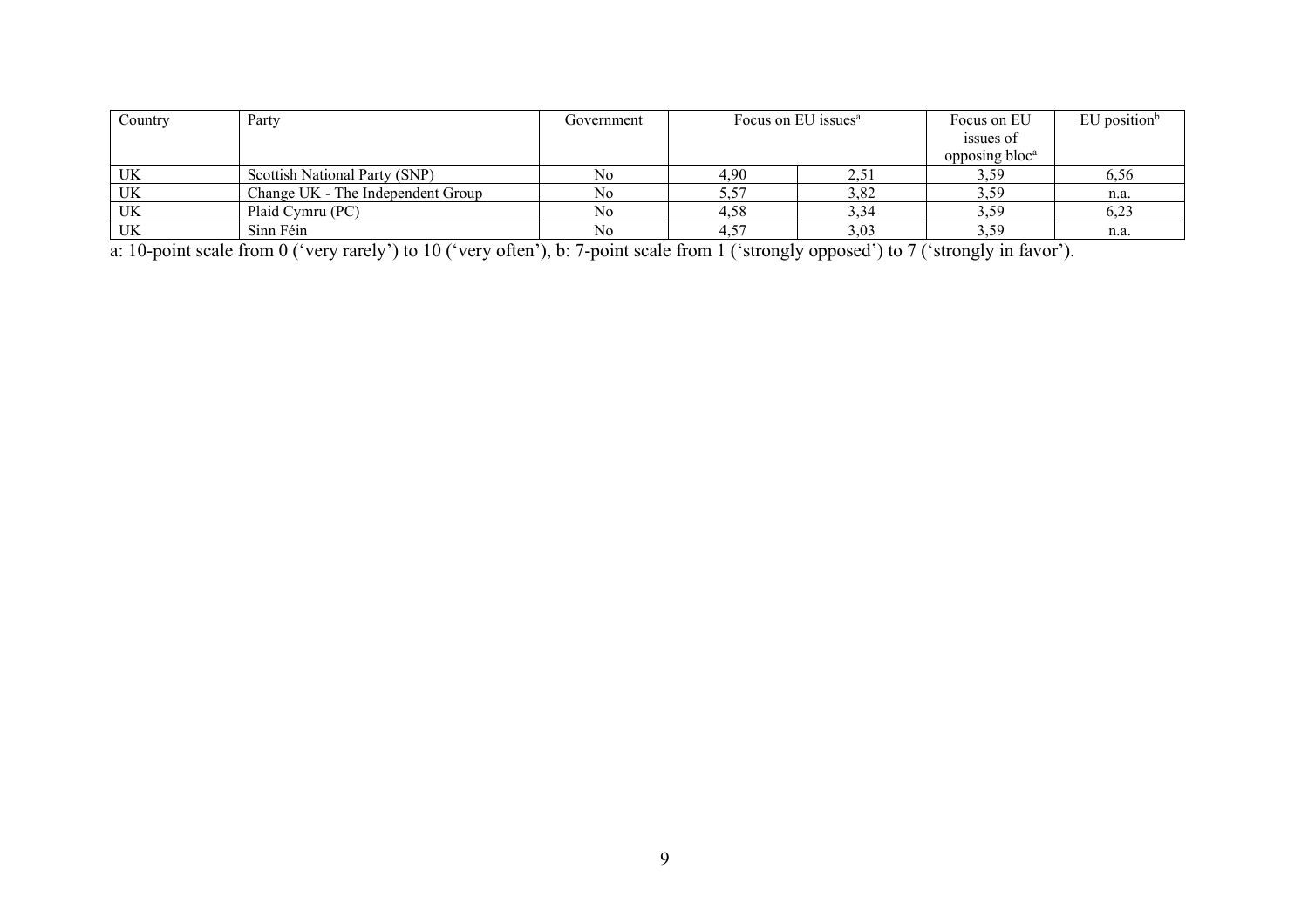| Country | Party | Government | Focus on EU issues[a] | | Focus on EU issues of opposing bloc[a] | EU position[b] |
|---|---|---|---|---|---|---|
| UK | Scottish National Party (SNP) | No | 4,90 | 2,51 | 3,59 | 6,56 |
| UK | Change UK - The Independent Group | No | 5,57 | 3,82 | 3,59 | n.a. |
| UK | Plaid Cymru (PC) | No | 4,58 | 3,34 | 3,59 | 6,23 |
| UK | Sinn Féin | No | 4,57 | 3,03 | 3,59 | n.a. |

a: 10-point scale from 0 ('very rarely') to 10 ('very often'), b: 7-point scale from 1 ('strongly opposed') to 7 ('strongly in favor').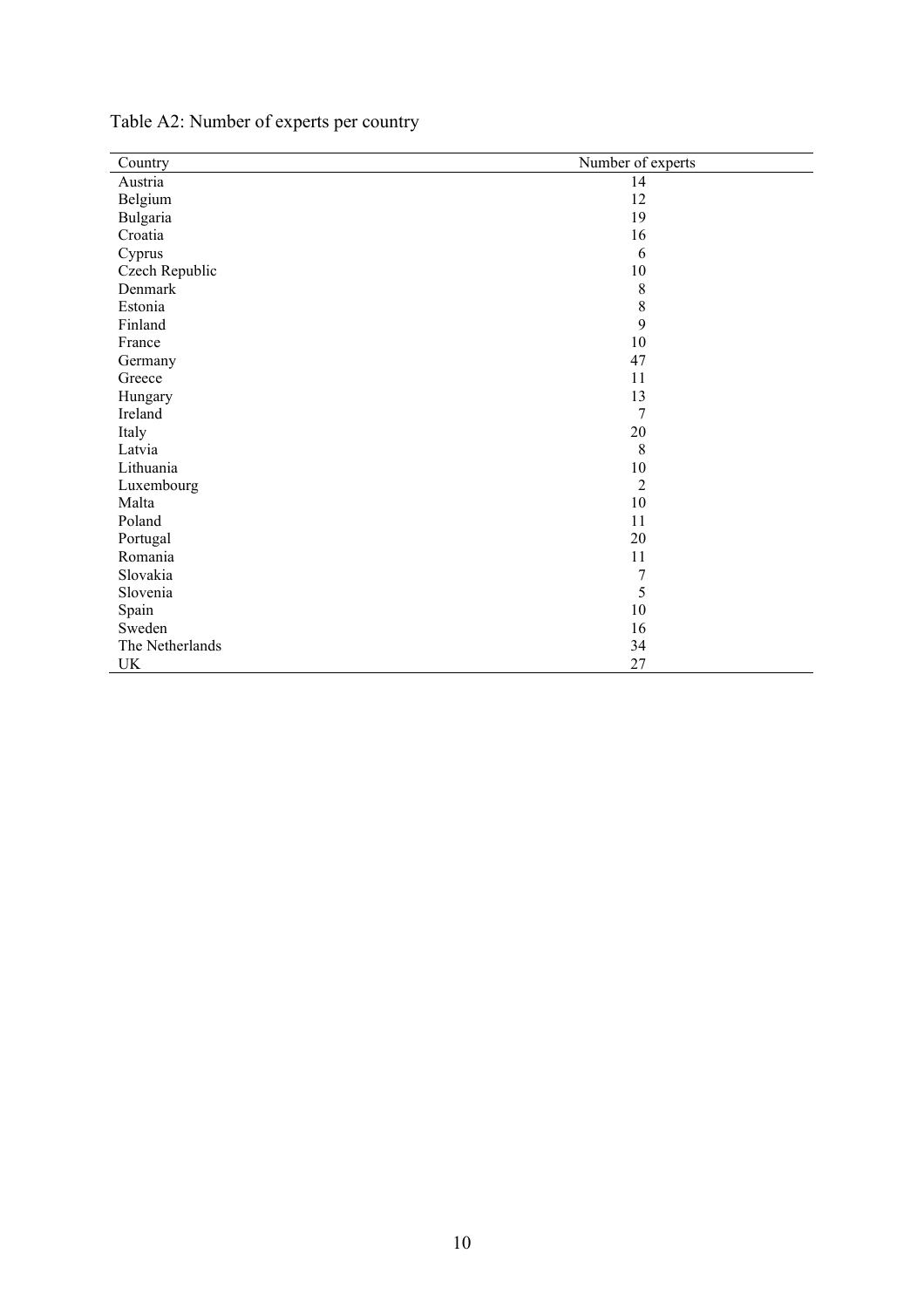Table A2: Number of experts per country

| Country | Number of experts |
|---|---|
| Austria | 14 |
| Belgium | 12 |
| Bulgaria | 19 |
| Croatia | 16 |
| Cyprus | 6 |
| Czech Republic | 10 |
| Denmark | 8 |
| Estonia | 8 |
| Finland | 9 |
| France | 10 |
| Germany | 47 |
| Greece | 11 |
| Hungary | 13 |
| Ireland | 7 |
| Italy | 20 |
| Latvia | 8 |
| Lithuania | 10 |
| Luxembourg | 2 |
| Malta | 10 |
| Poland | 11 |
| Portugal | 20 |
| Romania | 11 |
| Slovakia | 7 |
| Slovenia | 5 |
| Spain | 10 |
| Sweden | 16 |
| The Netherlands | 34 |
| UK | 27 |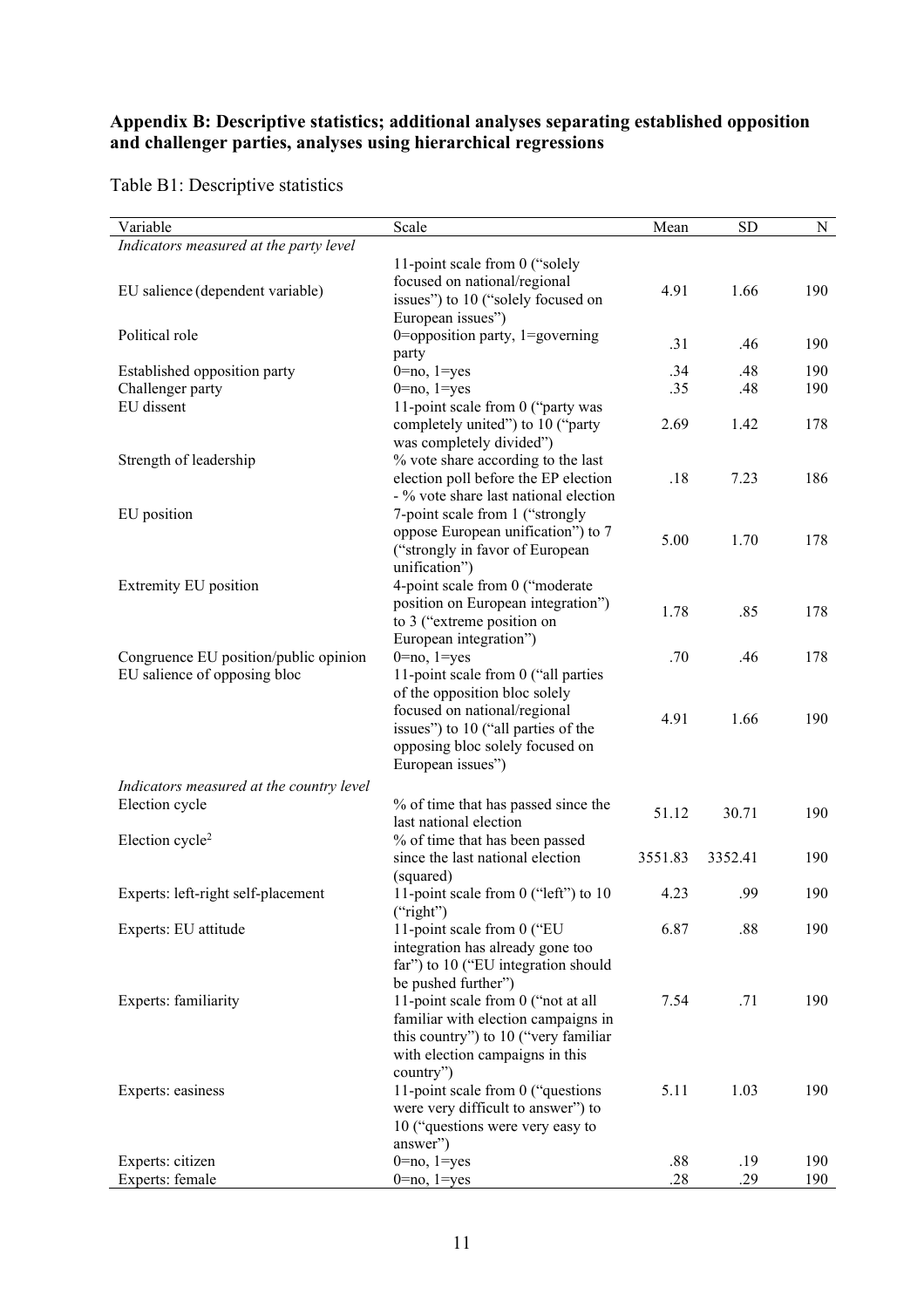**Appendix B: Descriptive statistics; additional analyses separating established opposition and challenger parties, analyses using hierarchical regressions**

Table B1: Descriptive statistics

| Variable | Scale | Mean | SD | N |
|---|---|---|---|---|
| *Indicators measured at the party level* | | | | |
| EU salience (dependent variable) | 11-point scale from 0 ("solely focused on national/regional issues") to 10 ("solely focused on European issues") | 4.91 | 1.66 | 190 |
| Political role | 0=opposition party, 1=governing party | .31 | .46 | 190 |
| Established opposition party | 0=no, 1=yes | .34 | .48 | 190 |
| Challenger party | 0=no, 1=yes | .35 | .48 | 190 |
| EU dissent | 11-point scale from 0 ("party was completely united") to 10 ("party was completely divided") | 2.69 | 1.42 | 178 |
| Strength of leadership | % vote share according to the last election poll before the EP election - % vote share last national election | .18 | 7.23 | 186 |
| EU position | 7-point scale from 1 ("strongly oppose European unification") to 7 ("strongly in favor of European unification") | 5.00 | 1.70 | 178 |
| Extremity EU position | 4-point scale from 0 ("moderate position on European integration") to 3 ("extreme position on European integration") | 1.78 | .85 | 178 |
| Congruence EU position/public opinion | 0=no, 1=yes | .70 | .46 | 178 |
| EU salience of opposing bloc | 11-point scale from 0 ("all parties of the opposition bloc solely focused on national/regional issues") to 10 ("all parties of the opposing bloc solely focused on European issues") | 4.91 | 1.66 | 190 |
| *Indicators measured at the country level* | | | | |
| Election cycle | % of time that has passed since the last national election | 51.12 | 30.71 | 190 |
| Election cycle$^2$ | % of time that has been passed since the last national election (squared) | 3551.83 | 3352.41 | 190 |
| Experts: left-right self-placement | 11-point scale from 0 ("left") to 10 ("right") | 4.23 | .99 | 190 |
| Experts: EU attitude | 11-point scale from 0 ("EU integration has already gone too far") to 10 ("EU integration should be pushed further") | 6.87 | .88 | 190 |
| Experts: familiarity | 11-point scale from 0 ("not at all familiar with election campaigns in this country") to 10 ("very familiar with election campaigns in this country") | 7.54 | .71 | 190 |
| Experts: easiness | 11-point scale from 0 ("questions were very difficult to answer") to 10 ("questions were very easy to answer") | 5.11 | 1.03 | 190 |
| Experts: citizen | 0=no, 1=yes | .88 | .19 | 190 |
| Experts: female | 0=no, 1=yes | .28 | .29 | 190 |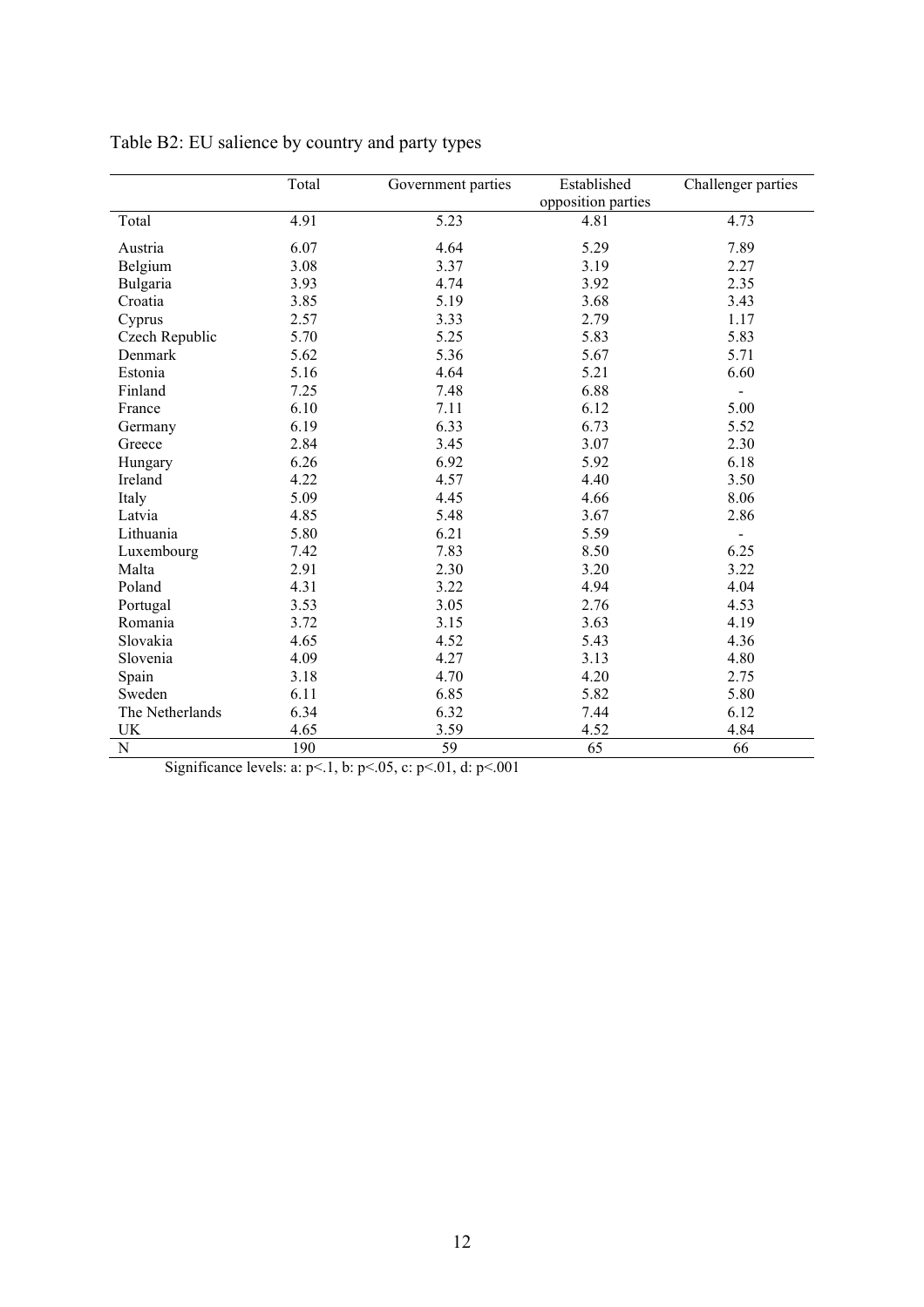Table B2: EU salience by country and party types

| | Total | Government parties | Established opposition parties | Challenger parties |
|---|---|---|---|---|
| Total | 4.91 | 5.23 | 4.81 | 4.73 |
| Austria | 6.07 | 4.64 | 5.29 | 7.89 |
| Belgium | 3.08 | 3.37 | 3.19 | 2.27 |
| Bulgaria | 3.93 | 4.74 | 3.92 | 2.35 |
| Croatia | 3.85 | 5.19 | 3.68 | 3.43 |
| Cyprus | 2.57 | 3.33 | 2.79 | 1.17 |
| Czech Republic | 5.70 | 5.25 | 5.83 | 5.83 |
| Denmark | 5.62 | 5.36 | 5.67 | 5.71 |
| Estonia | 5.16 | 4.64 | 5.21 | 6.60 |
| Finland | 7.25 | 7.48 | 6.88 | - |
| France | 6.10 | 7.11 | 6.12 | 5.00 |
| Germany | 6.19 | 6.33 | 6.73 | 5.52 |
| Greece | 2.84 | 3.45 | 3.07 | 2.30 |
| Hungary | 6.26 | 6.92 | 5.92 | 6.18 |
| Ireland | 4.22 | 4.57 | 4.40 | 3.50 |
| Italy | 5.09 | 4.45 | 4.66 | 8.06 |
| Latvia | 4.85 | 5.48 | 3.67 | 2.86 |
| Lithuania | 5.80 | 6.21 | 5.59 | - |
| Luxembourg | 7.42 | 7.83 | 8.50 | 6.25 |
| Malta | 2.91 | 2.30 | 3.20 | 3.22 |
| Poland | 4.31 | 3.22 | 4.94 | 4.04 |
| Portugal | 3.53 | 3.05 | 2.76 | 4.53 |
| Romania | 3.72 | 3.15 | 3.63 | 4.19 |
| Slovakia | 4.65 | 4.52 | 5.43 | 4.36 |
| Slovenia | 4.09 | 4.27 | 3.13 | 4.80 |
| Spain | 3.18 | 4.70 | 4.20 | 2.75 |
| Sweden | 6.11 | 6.85 | 5.82 | 5.80 |
| The Netherlands | 6.34 | 6.32 | 7.44 | 6.12 |
| UK | 4.65 | 3.59 | 4.52 | 4.84 |
| N | 190 | 59 | 65 | 66 |

Significance levels: a: $p<.1$, b: $p<.05$, c: $p<.01$, d: $p<.001$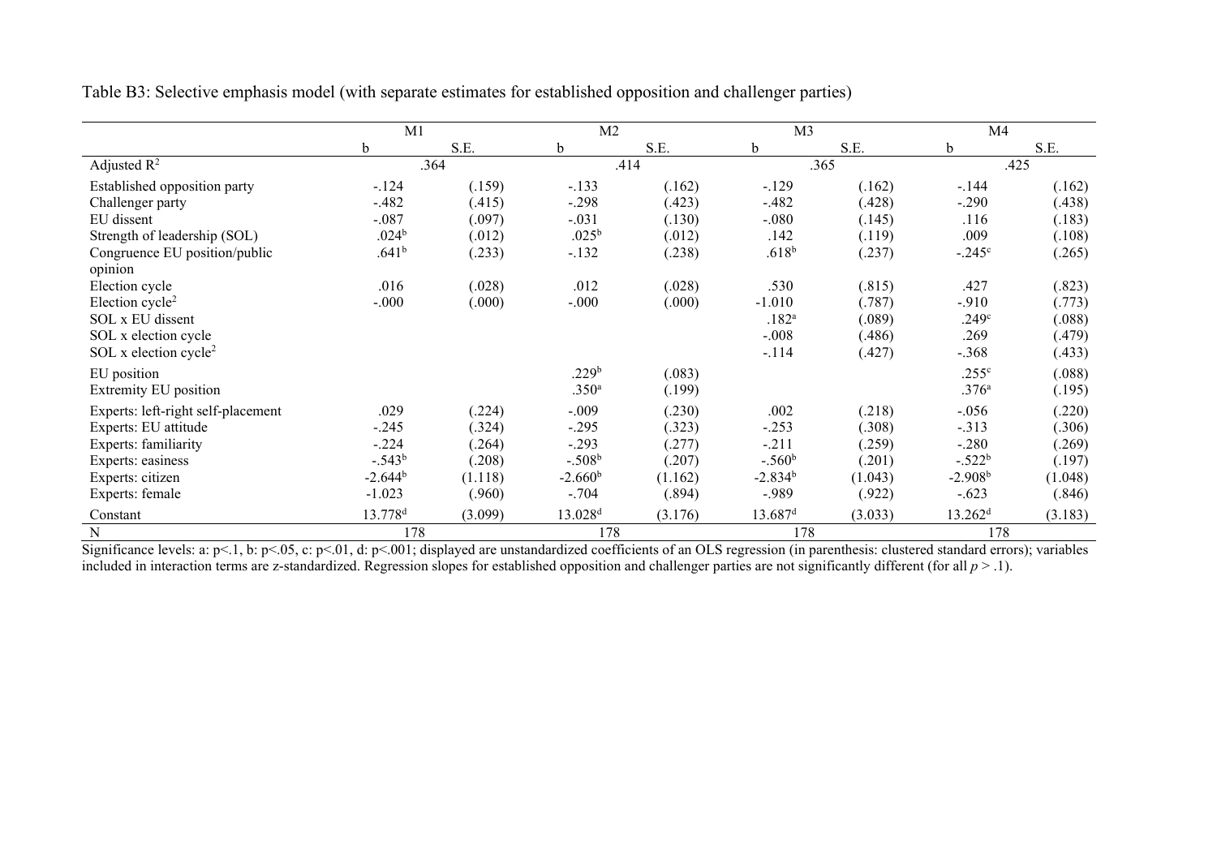Table B3: Selective emphasis model (with separate estimates for established opposition and challenger parties)

| | M1 | | M2 | | M3 | | M4 | |
|---|---|---|---|---|---|---|---|---|
| | b | S.E. | b | S.E. | b | S.E. | b | S.E. |
| Adjusted $R^2$ | .364 | | .414 | | .365 | | .425 | |
| Established opposition party | -.124 | (.159) | -.133 | (.162) | -.129 | (.162) | -.144 | (.162) |
| Challenger party | -.482 | (.415) | -.298 | (.423) | -.482 | (.428) | -.290 | (.438) |
| EU dissent | -.087 | (.097) | -.031 | (.130) | -.080 | (.145) | .116 | (.183) |
| Strength of leadership (SOL) | .024[b] | (.012) | .025[b] | (.012) | .142 | (.119) | .009 | (.108) |
| Congruence EU position/public opinion | .641[b] | (.233) | -.132 | (.238) | .618[b] | (.237) | -.245[c] | (.265) |
| Election cycle | .016 | (.028) | .012 | (.028) | .530 | (.815) | .427 | (.823) |
| Election cycle$^2$ | -.000 | (.000) | -.000 | (.000) | -1.010 | (.787) | -.910 | (.773) |
| SOL x EU dissent | | | | | .182[a] | (.089) | .249[c] | (.088) |
| SOL x election cycle | | | | | -.008 | (.486) | .269 | (.479) |
| SOL x election cycle$^2$ | | | | | -.114 | (.427) | -.368 | (.433) |
| EU position | | | .229[b] | (.083) | | | .255[c] | (.088) |
| Extremity EU position | | | .350[a] | (.199) | | | .376[a] | (.195) |
| Experts: left-right self-placement | .029 | (.224) | -.009 | (.230) | .002 | (.218) | -.056 | (.220) |
| Experts: EU attitude | -.245 | (.324) | -.295 | (.323) | -.253 | (.308) | -.313 | (.306) |
| Experts: familiarity | -.224 | (.264) | -.293 | (.277) | -.211 | (.259) | -.280 | (.269) |
| Experts: easiness | -.543[b] | (.208) | -.508[b] | (.207) | -.560[b] | (.201) | -.522[b] | (.197) |
| Experts: citizen | -2.644[b] | (1.118) | -2.660[b] | (1.162) | -2.834[b] | (1.043) | -2.908[b] | (1.048) |
| Experts: female | -1.023 | (.960) | -.704 | (.894) | -.989 | (.922) | -.623 | (.846) |
| Constant | 13.778[d] | (3.099) | 13.028[d] | (3.176) | 13.687[d] | (3.033) | 13.262[d] | (3.183) |
| N | 178 | | 178 | | 178 | | 178 | |

Significance levels: a: $p<.1$, b: $p<.05$, c: $p<.01$, d: $p<.001$; displayed are unstandardized coefficients of an OLS regression (in parenthesis: clustered standard errors); variables included in interaction terms are z-standardized. Regression slopes for established opposition and challenger parties are not significantly different (for all $p > .1$).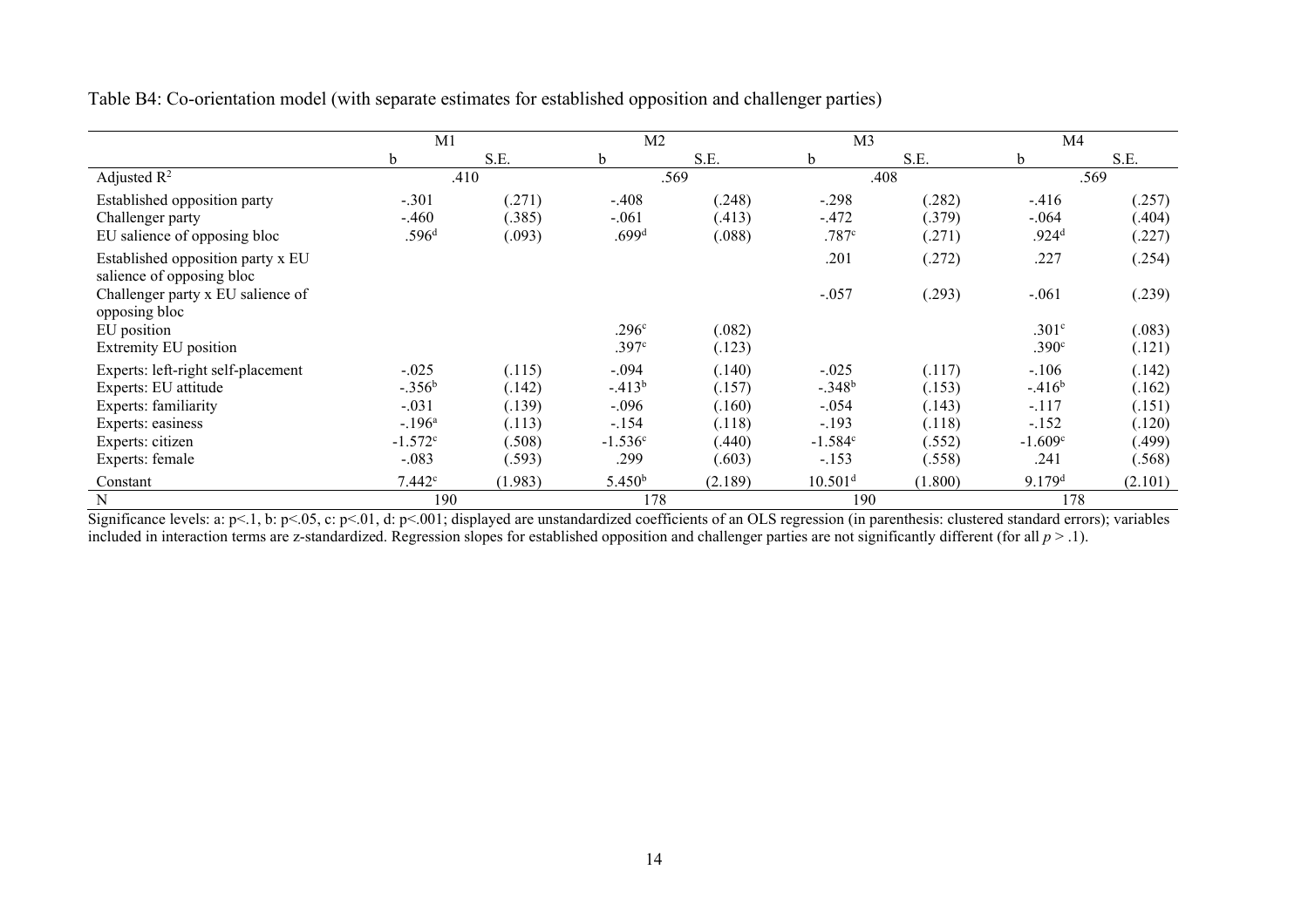Table B4: Co-orientation model (with separate estimates for established opposition and challenger parties)

| | M1 | | M2 | | M3 | | M4 | |
|---|---|---|---|---|---|---|---|---|
| | b | S.E. | b | S.E. | b | S.E. | b | S.E. |
| Adjusted $R^2$ | .410 | | .569 | | .408 | | .569 | |
| Established opposition party | -.301 | (.271) | -.408 | (.248) | -.298 | (.282) | -.416 | (.257) |
| Challenger party | -.460 | (.385) | -.061 | (.413) | -.472 | (.379) | -.064 | (.404) |
| EU salience of opposing bloc | .596[d] | (.093) | .699[d] | (.088) | .787[c] | (.271) | .924[d] | (.227) |
| Established opposition party x EU salience of opposing bloc | | | | | .201 | (.272) | .227 | (.254) |
| Challenger party x EU salience of opposing bloc | | | | | -.057 | (.293) | -.061 | (.239) |
| EU position | | | .296[c] | (.082) | | | .301[c] | (.083) |
| Extremity EU position | | | .397[c] | (.123) | | | .390[c] | (.121) |
| Experts: left-right self-placement | -.025 | (.115) | -.094 | (.140) | -.025 | (.117) | -.106 | (.142) |
| Experts: EU attitude | -.356[b] | (.142) | -.413[b] | (.157) | -.348[b] | (.153) | -.416[b] | (.162) |
| Experts: familiarity | -.031 | (.139) | -.096 | (.160) | -.054 | (.143) | -.117 | (.151) |
| Experts: easiness | -.196[a] | (.113) | -.154 | (.118) | -.193 | (.118) | -.152 | (.120) |
| Experts: citizen | -1.572[c] | (.508) | -1.536[c] | (.440) | -1.584[c] | (.552) | -1.609[c] | (.499) |
| Experts: female | -.083 | (.593) | .299 | (.603) | -.153 | (.558) | .241 | (.568) |
| Constant | 7.442[c] | (1.983) | 5.450[b] | (2.189) | 10.501[d] | (1.800) | 9.179[d] | (2.101) |
| N | 190 | | 178 | | 190 | | 178 | |

Significance levels: a: $p<.1$, b: $p<.05$, c: $p<.01$, d: $p<.001$; displayed are unstandardized coefficients of an OLS regression (in parenthesis: clustered standard errors); variables included in interaction terms are z-standardized. Regression slopes for established opposition and challenger parties are not significantly different (for all $p > .1$).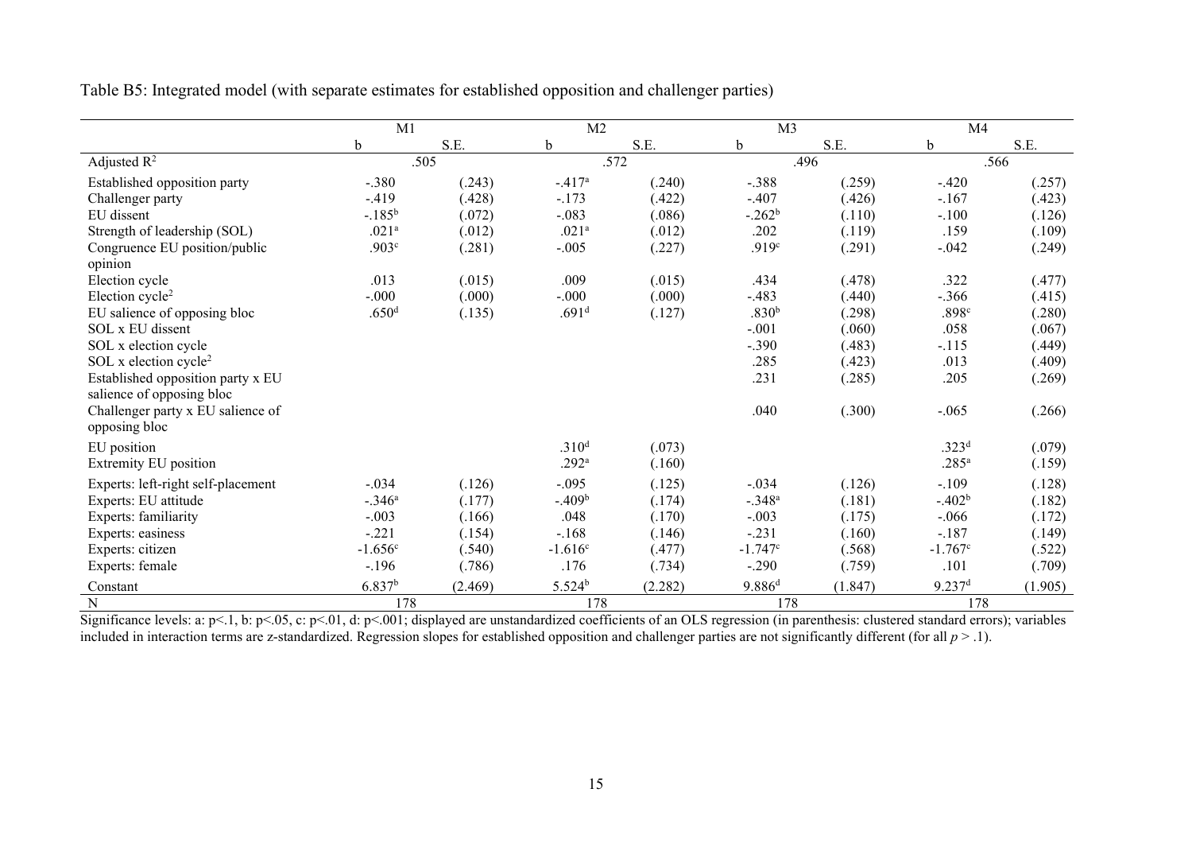Table B5: Integrated model (with separate estimates for established opposition and challenger parties)

| | M1 | | M2 | | M3 | | M4 | |
|---|---|---|---|---|---|---|---|---|
| | b | S.E. | b | S.E. | b | S.E. | b | S.E. |
| Adjusted $R^2$ | .505 | | .572 | | .496 | | .566 | |
| Established opposition party | -.380 | (.243) | -.417[a] | (.240) | -.388 | (.259) | -.420 | (.257) |
| Challenger party | -.419 | (.428) | -.173 | (.422) | -.407 | (.426) | -.167 | (.423) |
| EU dissent | -.185[b] | (.072) | -.083 | (.086) | -.262[b] | (.110) | -.100 | (.126) |
| Strength of leadership (SOL) | .021[a] | (.012) | .021[a] | (.012) | .202 | (.119) | .159 | (.109) |
| Congruence EU position/public opinion | .903[c] | (.281) | -.005 | (.227) | .919[c] | (.291) | -.042 | (.249) |
| Election cycle | .013 | (.015) | .009 | (.015) | .434 | (.478) | .322 | (.477) |
| Election cycle$^2$ | -.000 | (.000) | -.000 | (.000) | -.483 | (.440) | -.366 | (.415) |
| EU salience of opposing bloc | .650[d] | (.135) | .691[d] | (.127) | .830[b] | (.298) | .898[c] | (.280) |
| SOL x EU dissent | | | | | -.001 | (.060) | .058 | (.067) |
| SOL x election cycle | | | | | -.390 | (.483) | -.115 | (.449) |
| SOL x election cycle$^2$ | | | | | .285 | (.423) | .013 | (.409) |
| Established opposition party x EU salience of opposing bloc | | | | | .231 | (.285) | .205 | (.269) |
| Challenger party x EU salience of opposing bloc | | | | | .040 | (.300) | -.065 | (.266) |
| EU position | | | .310[d] | (.073) | | | .323[d] | (.079) |
| Extremity EU position | | | .292[a] | (.160) | | | .285[a] | (.159) |
| Experts: left-right self-placement | -.034 | (.126) | -.095 | (.125) | -.034 | (.126) | -.109 | (.128) |
| Experts: EU attitude | -.346[a] | (.177) | -.409[b] | (.174) | -.348[a] | (.181) | -.402[b] | (.182) |
| Experts: familiarity | -.003 | (.166) | .048 | (.170) | -.003 | (.175) | -.066 | (.172) |
| Experts: easiness | -.221 | (.154) | -.168 | (.146) | -.231 | (.160) | -.187 | (.149) |
| Experts: citizen | -1.656[c] | (.540) | -1.616[c] | (.477) | -1.747[c] | (.568) | -1.767[c] | (.522) |
| Experts: female | -.196 | (.786) | .176 | (.734) | -.290 | (.759) | .101 | (.709) |
| Constant | 6.837[b] | (2.469) | 5.524[b] | (2.282) | 9.886[d] | (1.847) | 9.237[d] | (1.905) |
| N | 178 | | 178 | | 178 | | 178 | |

Significance levels: a: $p<.1$, b: $p<.05$, c: $p<.01$, d: $p<.001$; displayed are unstandardized coefficients of an OLS regression (in parenthesis: clustered standard errors); variables included in interaction terms are z-standardized. Regression slopes for established opposition and challenger parties are not significantly different (for all $p > .1$).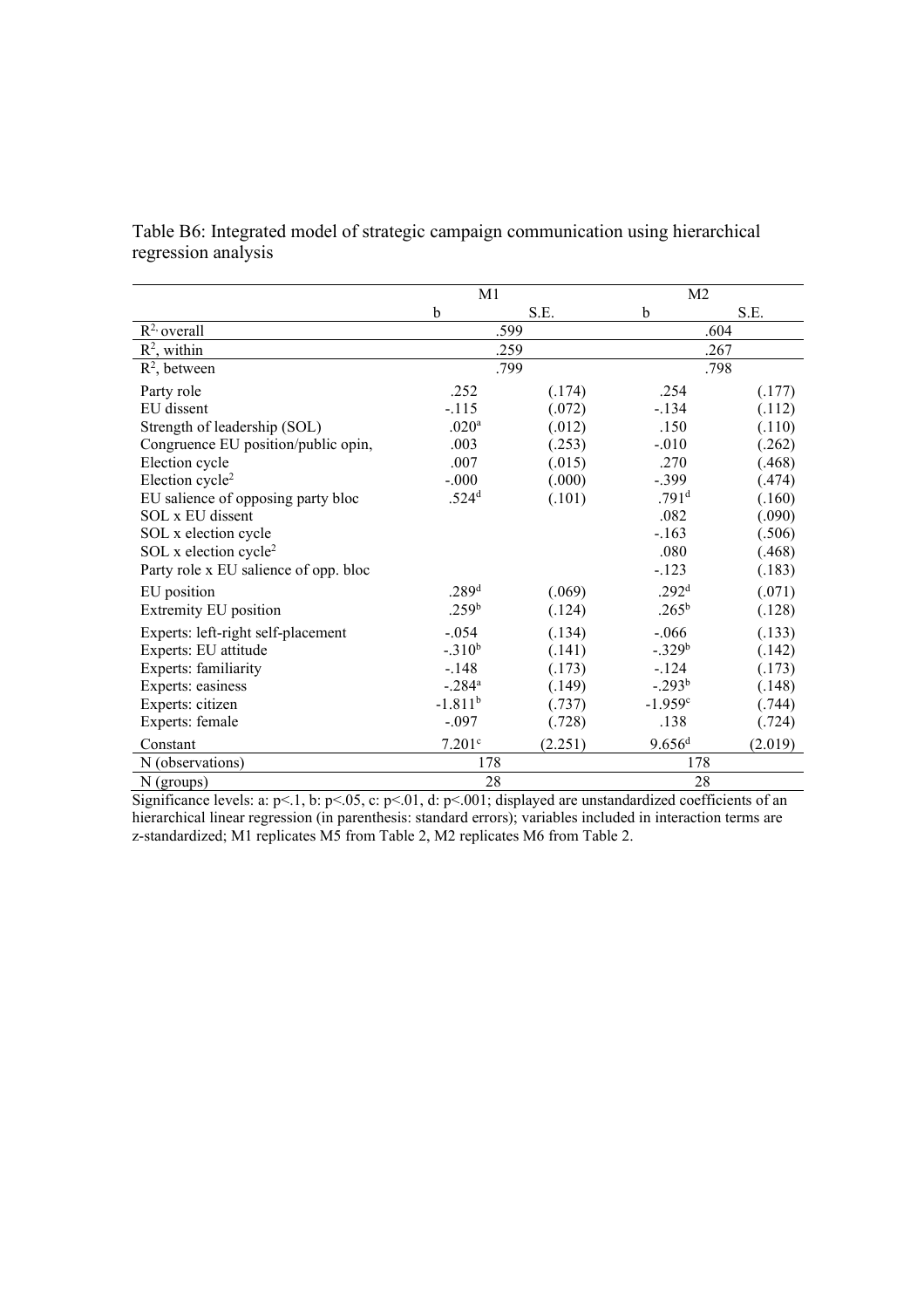Table B6: Integrated model of strategic campaign communication using hierarchical regression analysis

| | M1 | | M2 | |
|---|---|---|---|---|
| | b | S.E. | b | S.E. |
| $R^2$ overall | .599 | | .604 | |
| $R^2$, within | .259 | | .267 | |
| $R^2$, between | .799 | | .798 | |
| Party role | .252 | (.174) | .254 | (.177) |
| EU dissent | -.115 | (.072) | -.134 | (.112) |
| Strength of leadership (SOL) | .020[a] | (.012) | .150 | (.110) |
| Congruence EU position/public opin, | .003 | (.253) | -.010 | (.262) |
| Election cycle | .007 | (.015) | .270 | (.468) |
| Election cycle$^2$ | -.000 | (.000) | -.399 | (.474) |
| EU salience of opposing party bloc | .524[d] | (.101) | .791[d] | (.160) |
| SOL x EU dissent | | | .082 | (.090) |
| SOL x election cycle | | | -.163 | (.506) |
| SOL x election cycle$^2$ | | | .080 | (.468) |
| Party role x EU salience of opp. bloc | | | -.123 | (.183) |
| EU position | .289[d] | (.069) | .292[d] | (.071) |
| Extremity EU position | .259[b] | (.124) | .265[b] | (.128) |
| Experts: left-right self-placement | -.054 | (.134) | -.066 | (.133) |
| Experts: EU attitude | -.310[b] | (.141) | -.329[b] | (.142) |
| Experts: familiarity | -.148 | (.173) | -.124 | (.173) |
| Experts: easiness | -.284[a] | (.149) | -.293[b] | (.148) |
| Experts: citizen | -1.811[b] | (.737) | -1.959[c] | (.744) |
| Experts: female | -.097 | (.728) | .138 | (.724) |
| Constant | 7.201[c] | (2.251) | 9.656[d] | (2.019) |
| N (observations) | 178 | | 178 | |
| N (groups) | 28 | | 28 | |

Significance levels: a: p<.1, b: p<.05, c: p<.01, d: p<.001; displayed are unstandardized coefficients of an hierarchical linear regression (in parenthesis: standard errors); variables included in interaction terms are z-standardized; M1 replicates M5 from Table 2, M2 replicates M6 from Table 2.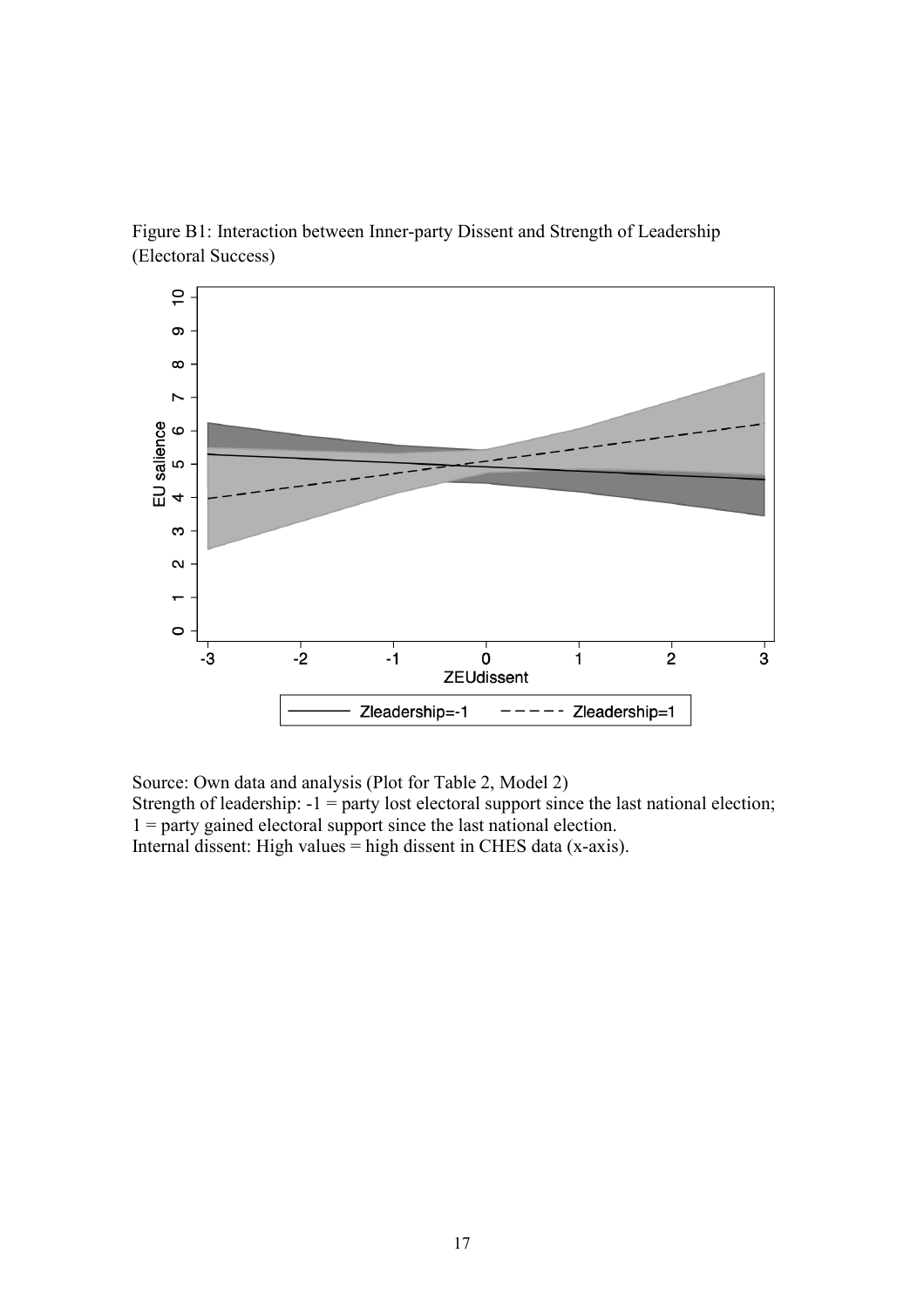Figure B1: Interaction between Inner-party Dissent and Strength of Leadership (Electoral Success)

Source: Own data and analysis (Plot for Table 2, Model 2)
Strength of leadership: -1 = party lost electoral support since the last national election; 1 = party gained electoral support since the last national election.
Internal dissent: High values = high dissent in CHES data (x-axis).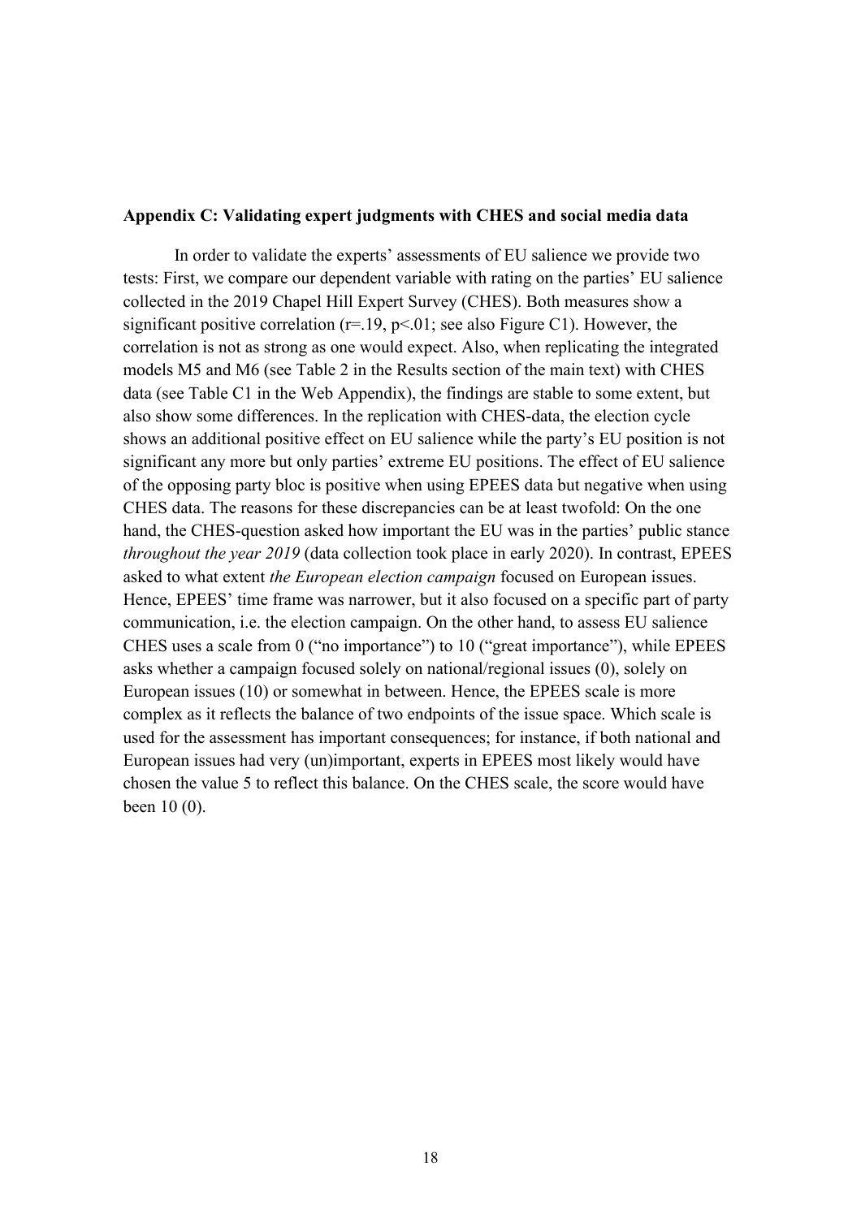**Appendix C: Validating expert judgments with CHES and social media data**

In order to validate the experts' assessments of EU salience we provide two tests: First, we compare our dependent variable with rating on the parties' EU salience collected in the 2019 Chapel Hill Expert Survey (CHES). Both measures show a significant positive correlation ($r=.19$, $p<.01$; see also Figure C1). However, the correlation is not as strong as one would expect. Also, when replicating the integrated models M5 and M6 (see Table 2 in the Results section of the main text) with CHES data (see Table C1 in the Web Appendix), the findings are stable to some extent, but also show some differences. In the replication with CHES-data, the election cycle shows an additional positive effect on EU salience while the party's EU position is not significant any more but only parties' extreme EU positions. The effect of EU salience of the opposing party bloc is positive when using EPEES data but negative when using CHES data. The reasons for these discrepancies can be at least twofold: On the one hand, the CHES-question asked how important the EU was in the parties' public stance *throughout the year 2019* (data collection took place in early 2020). In contrast, EPEES asked to what extent *the European election campaign* focused on European issues. Hence, EPEES' time frame was narrower, but it also focused on a specific part of party communication, i.e. the election campaign. On the other hand, to assess EU salience CHES uses a scale from 0 ("no importance") to 10 ("great importance"), while EPEES asks whether a campaign focused solely on national/regional issues (0), solely on European issues (10) or somewhat in between. Hence, the EPEES scale is more complex as it reflects the balance of two endpoints of the issue space. Which scale is used for the assessment has important consequences; for instance, if both national and European issues had very (un)important, experts in EPEES most likely would have chosen the value 5 to reflect this balance. On the CHES scale, the score would have been 10 (0).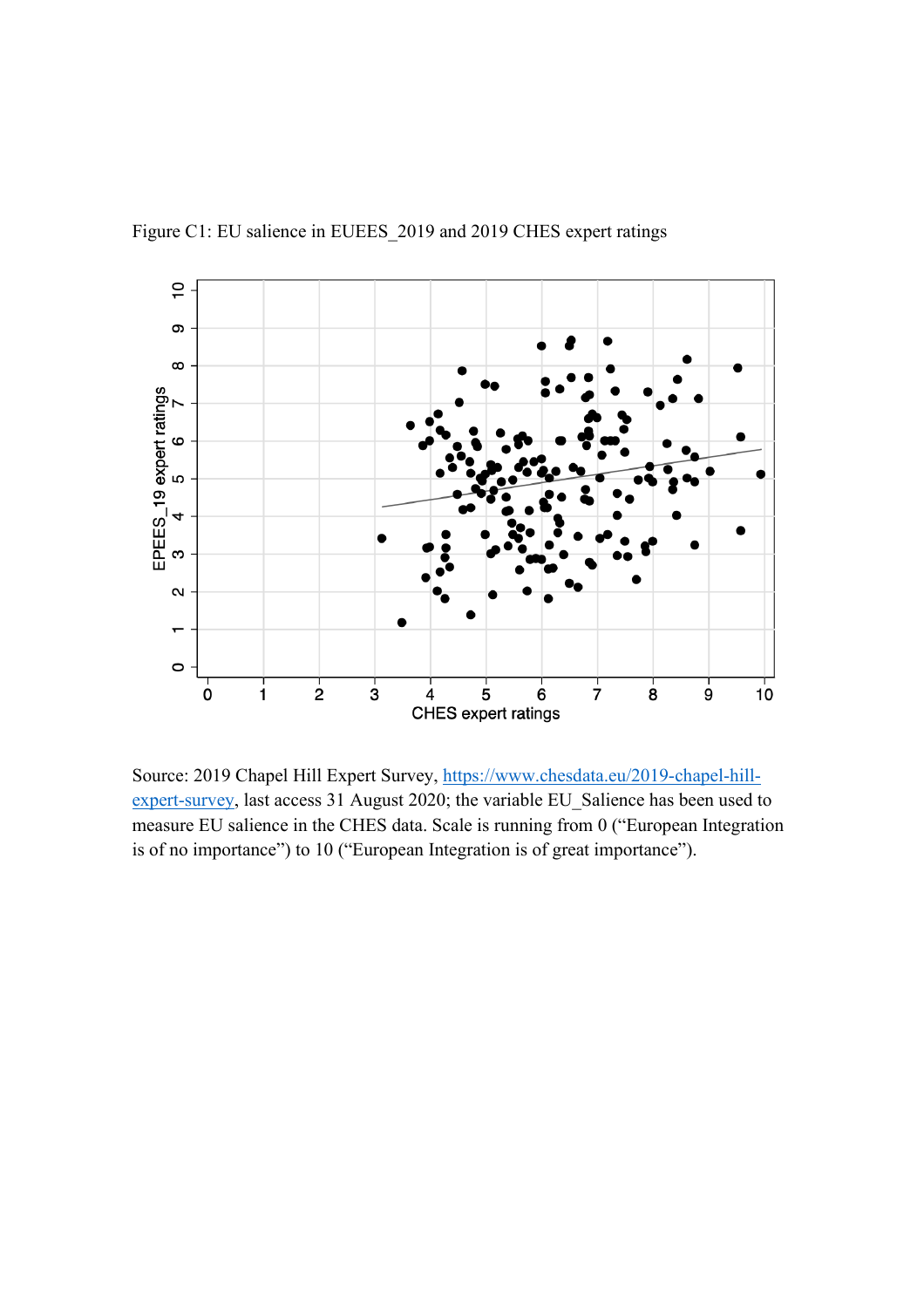Figure C1: EU salience in EUEES_2019 and 2019 CHES expert ratings

Source: 2019 Chapel Hill Expert Survey, [https://www.chesdata.eu/2019-chapel-hill-expert-survey](https://www.chesdata.eu/2019-chapel-hill-expert-survey), last access 31 August 2020; the variable EU_Salience has been used to measure EU salience in the CHES data. Scale is running from 0 ("European Integration is of no importance") to 10 ("European Integration is of great importance").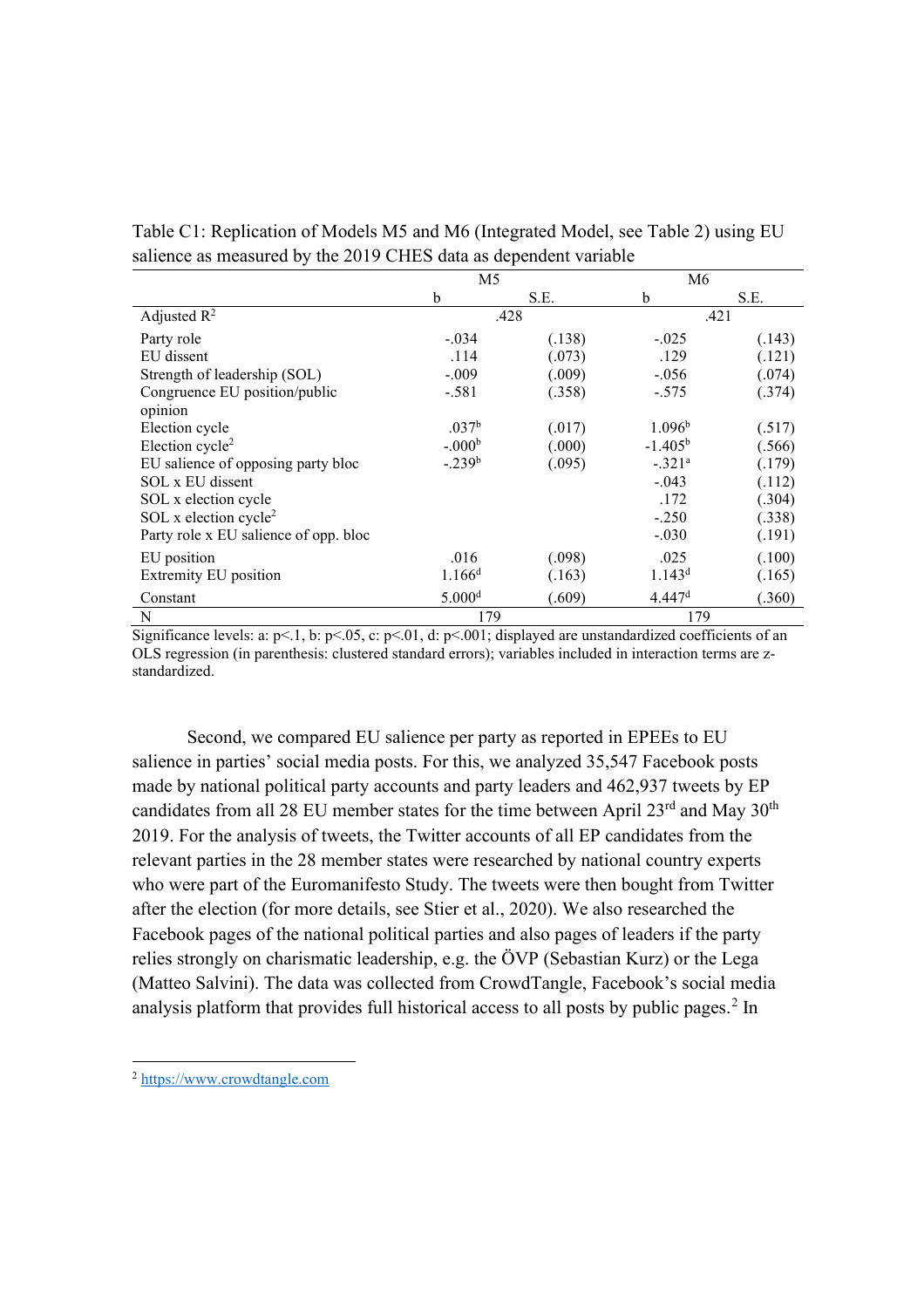Table C1: Replication of Models M5 and M6 (Integrated Model, see Table 2) using EU salience as measured by the 2019 CHES data as dependent variable

| | M5 | | M6 | |
|---|---|---|---|---|
| | b | S.E. | b | S.E. |
| Adjusted $R^2$ | .428 | | .421 | |
| Party role | -.034 | (.138) | -.025 | (.143) |
| EU dissent | .114 | (.073) | .129 | (.121) |
| Strength of leadership (SOL) | -.009 | (.009) | -.056 | (.074) |
| Congruence EU position/public opinion | -.581 | (.358) | -.575 | (.374) |
| Election cycle | .037[b] | (.017) | 1.096[b] | (.517) |
| Election cycle$^2$ | -.000[b] | (.000) | -1.405[b] | (.566) |
| EU salience of opposing party bloc | -.239[b] | (.095) | -.321[a] | (.179) |
| SOL x EU dissent | | | -.043 | (.112) |
| SOL x election cycle | | | .172 | (.304) |
| SOL x election cycle$^2$ | | | -.250 | (.338) |
| Party role x EU salience of opp. bloc | | | -.030 | (.191) |
| EU position | .016 | (.098) | .025 | (.100) |
| Extremity EU position | 1.166[d] | (.163) | 1.143[d] | (.165) |
| Constant | 5.000[d] | (.609) | 4.447[d] | (.360) |
| N | 179 | | 179 | |

Significance levels: a: p<.1, b: p<.05, c: p<.01, d: p<.001; displayed are unstandardized coefficients of an OLS regression (in parenthesis: clustered standard errors); variables included in interaction terms are z-standardized.

Second, we compared EU salience per party as reported in EPEEs to EU salience in parties' social media posts. For this, we analyzed 35,547 Facebook posts made by national political party accounts and party leaders and 462,937 tweets by EP candidates from all 28 EU member states for the time between April 23rd and May 30th 2019. For the analysis of tweets, the Twitter accounts of all EP candidates from the relevant parties in the 28 member states were researched by national country experts who were part of the Euromanifesto Study. The tweets were then bought from Twitter after the election (for more details, see Stier et al., 2020). We also researched the Facebook pages of the national political parties and also pages of leaders if the party relies strongly on charismatic leadership, e.g. the ÖVP (Sebastian Kurz) or the Lega (Matteo Salvini). The data was collected from CrowdTangle, Facebook's social media analysis platform that provides full historical access to all posts by public pages.[2] In

[2] https://www.crowdtangle.com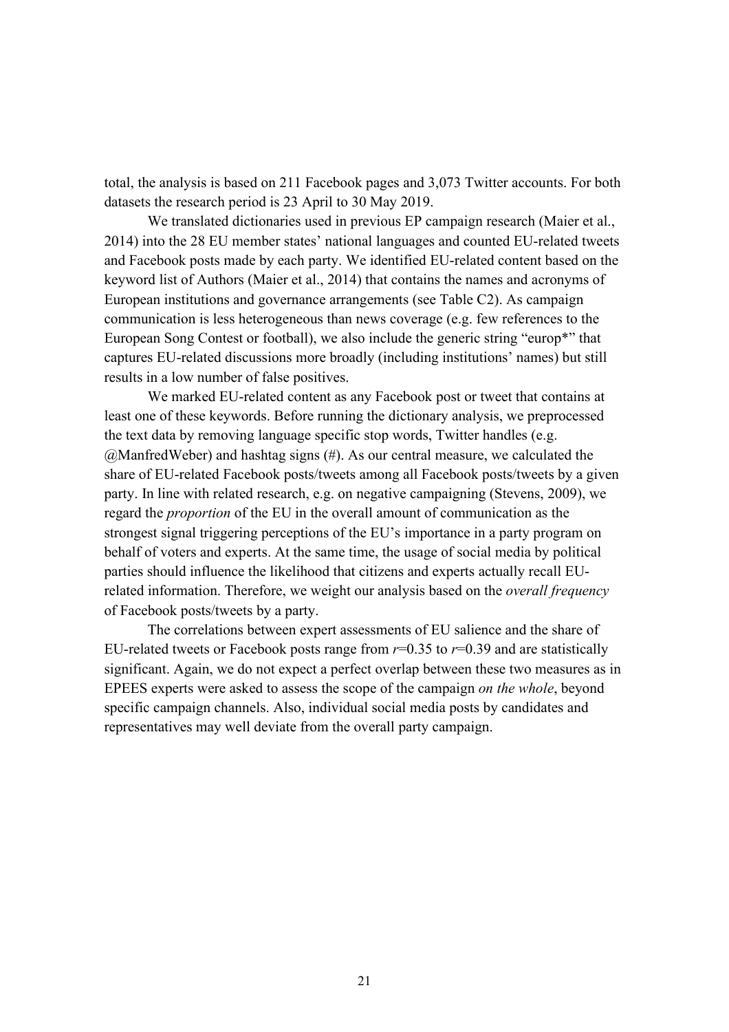total, the analysis is based on 211 Facebook pages and 3,073 Twitter accounts. For both datasets the research period is 23 April to 30 May 2019.

We translated dictionaries used in previous EP campaign research (Maier et al., 2014) into the 28 EU member states' national languages and counted EU-related tweets and Facebook posts made by each party. We identified EU-related content based on the keyword list of Authors (Maier et al., 2014) that contains the names and acronyms of European institutions and governance arrangements (see Table C2). As campaign communication is less heterogeneous than news coverage (e.g. few references to the European Song Contest or football), we also include the generic string "europ*" that captures EU-related discussions more broadly (including institutions' names) but still results in a low number of false positives.

We marked EU-related content as any Facebook post or tweet that contains at least one of these keywords. Before running the dictionary analysis, we preprocessed the text data by removing language specific stop words, Twitter handles (e.g. @ManfredWeber) and hashtag signs (#). As our central measure, we calculated the share of EU-related Facebook posts/tweets among all Facebook posts/tweets by a given party. In line with related research, e.g. on negative campaigning (Stevens, 2009), we regard the *proportion* of the EU in the overall amount of communication as the strongest signal triggering perceptions of the EU's importance in a party program on behalf of voters and experts. At the same time, the usage of social media by political parties should influence the likelihood that citizens and experts actually recall EU-related information. Therefore, we weight our analysis based on the *overall frequency* of Facebook posts/tweets by a party.

The correlations between expert assessments of EU salience and the share of EU-related tweets or Facebook posts range from $r$=0.35 to $r$=0.39 and are statistically significant. Again, we do not expect a perfect overlap between these two measures as in EPEES experts were asked to assess the scope of the campaign *on the whole*, beyond specific campaign channels. Also, individual social media posts by candidates and representatives may well deviate from the overall party campaign.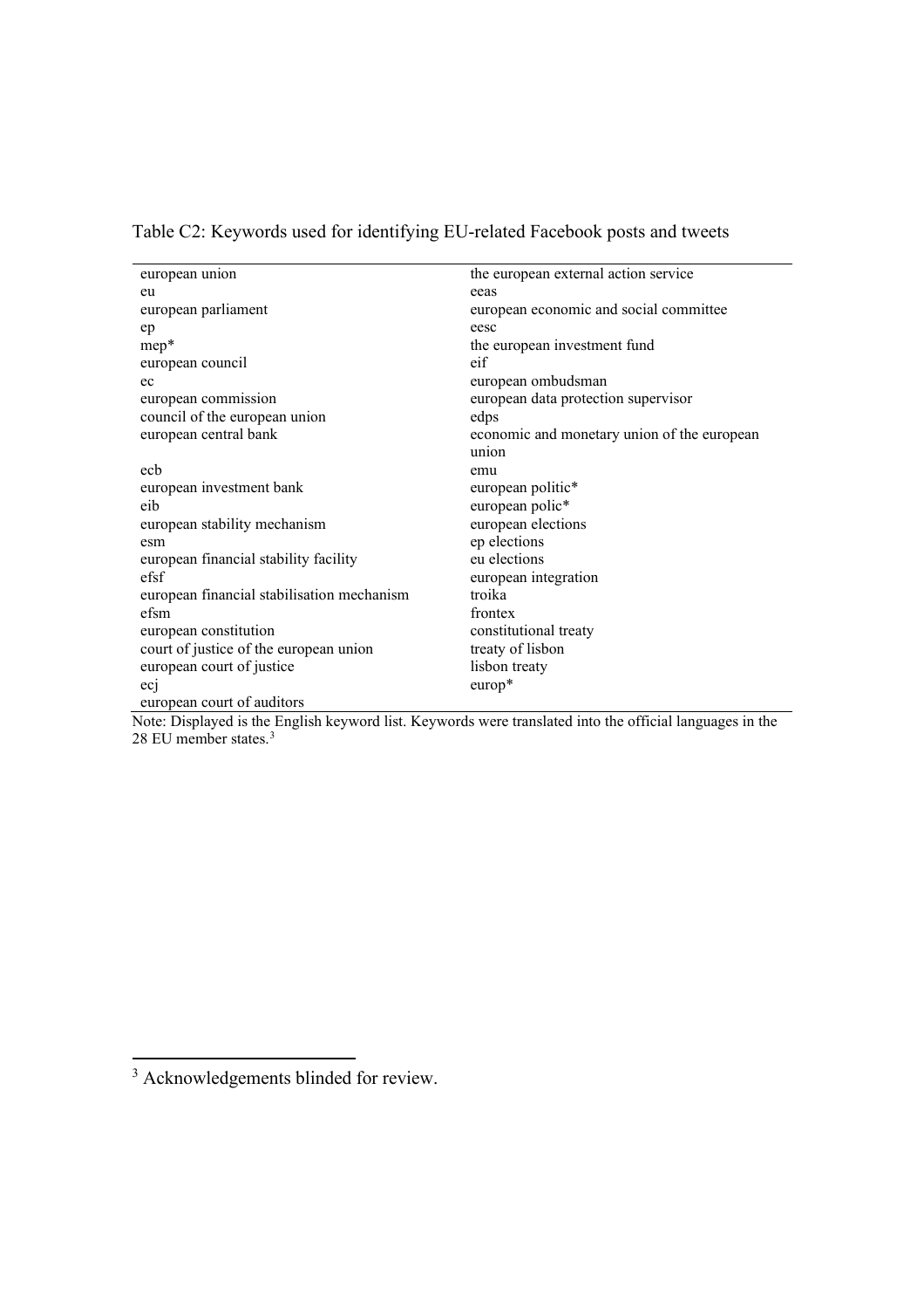Table C2: Keywords used for identifying EU-related Facebook posts and tweets

| | |
|---|---|
| european union | the european external action service |
| eu | eeas |
| european parliament | european economic and social committee |
| ep | eesc |
| mep* | the european investment fund |
| european council | eif |
| ec | european ombudsman |
| european commission | european data protection supervisor |
| council of the european union | edps |
| european central bank | economic and monetary union of the european union |
| ecb | emu |
| european investment bank | european politic* |
| eib | european polic* |
| european stability mechanism | european elections |
| esm | ep elections |
| european financial stability facility | eu elections |
| efsf | european integration |
| european financial stabilisation mechanism | troika |
| efsm | frontex |
| european constitution | constitutional treaty |
| court of justice of the european union | treaty of lisbon |
| european court of justice | lisbon treaty |
| ecj | europ* |
| european court of auditors | |

Note: Displayed is the English keyword list. Keywords were translated into the official languages in the 28 EU member states.[3]

[3] Acknowledgements blinded for review.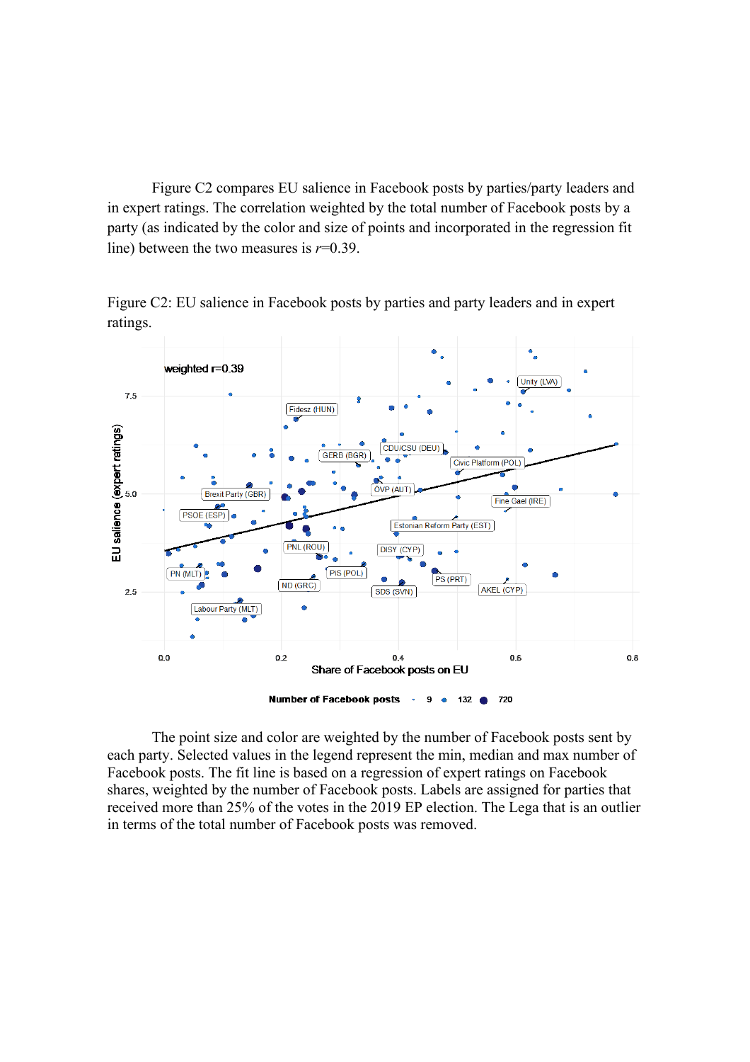Figure C2 compares EU salience in Facebook posts by parties/party leaders and in expert ratings. The correlation weighted by the total number of Facebook posts by a party (as indicated by the color and size of points and incorporated in the regression fit line) between the two measures is $r$=0.39.

Figure C2: EU salience in Facebook posts by parties and party leaders and in expert ratings.

The point size and color are weighted by the number of Facebook posts sent by each party. Selected values in the legend represent the min, median and max number of Facebook posts. The fit line is based on a regression of expert ratings on Facebook shares, weighted by the number of Facebook posts. Labels are assigned for parties that received more than 25% of the votes in the 2019 EP election. The Lega that is an outlier in terms of the total number of Facebook posts was removed.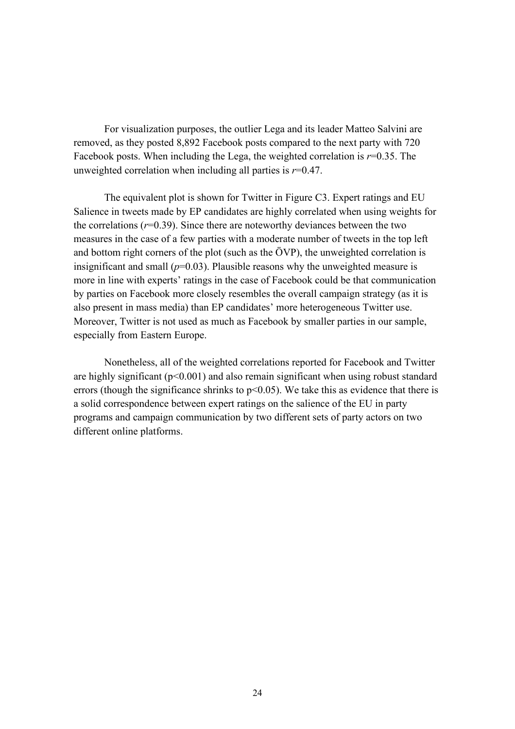For visualization purposes, the outlier Lega and its leader Matteo Salvini are removed, as they posted 8,892 Facebook posts compared to the next party with 720 Facebook posts. When including the Lega, the weighted correlation is $r$=0.35. The unweighted correlation when including all parties is $r$=0.47.

The equivalent plot is shown for Twitter in Figure C3. Expert ratings and EU Salience in tweets made by EP candidates are highly correlated when using weights for the correlations ($r$=0.39). Since there are noteworthy deviances between the two measures in the case of a few parties with a moderate number of tweets in the top left and bottom right corners of the plot (such as the ÖVP), the unweighted correlation is insignificant and small ($p$=0.03). Plausible reasons why the unweighted measure is more in line with experts' ratings in the case of Facebook could be that communication by parties on Facebook more closely resembles the overall campaign strategy (as it is also present in mass media) than EP candidates' more heterogeneous Twitter use. Moreover, Twitter is not used as much as Facebook by smaller parties in our sample, especially from Eastern Europe.

Nonetheless, all of the weighted correlations reported for Facebook and Twitter are highly significant ($p<0.001$) and also remain significant when using robust standard errors (though the significance shrinks to $p<0.05$). We take this as evidence that there is a solid correspondence between expert ratings on the salience of the EU in party programs and campaign communication by two different sets of party actors on two different online platforms.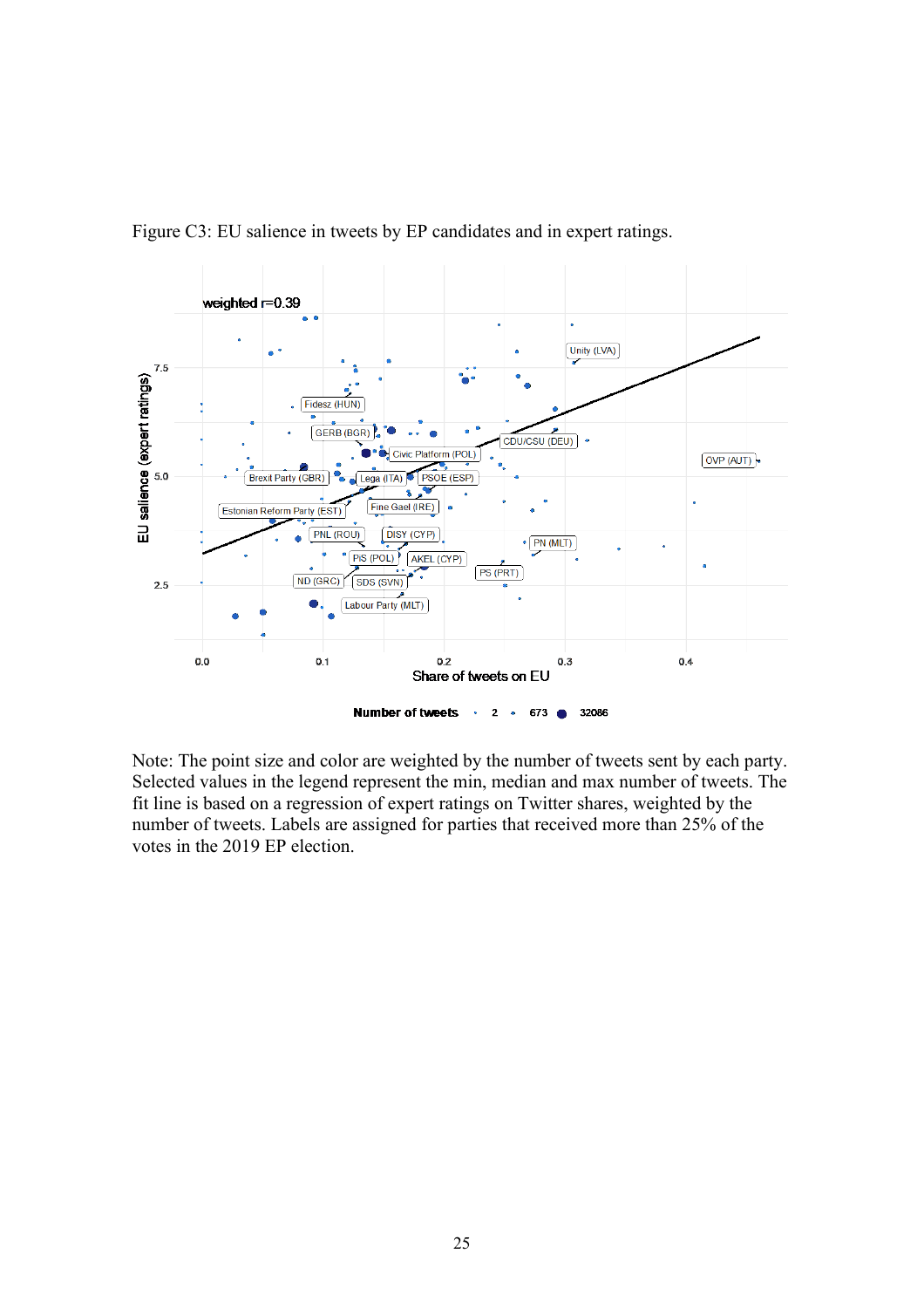Figure C3: EU salience in tweets by EP candidates and in expert ratings.

Note: The point size and color are weighted by the number of tweets sent by each party. Selected values in the legend represent the min, median and max number of tweets. The fit line is based on a regression of expert ratings on Twitter shares, weighted by the number of tweets. Labels are assigned for parties that received more than 25% of the votes in the 2019 EP election.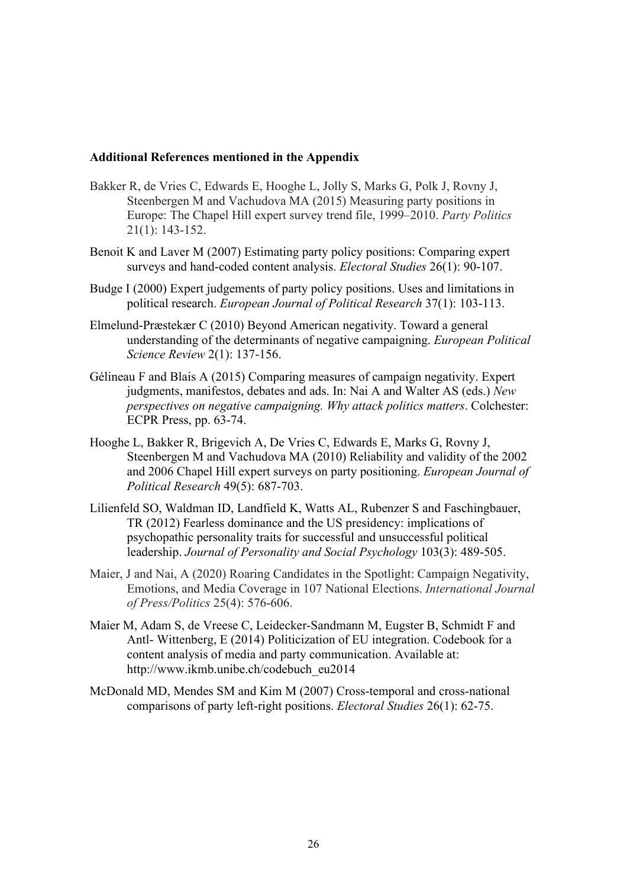**Additional References mentioned in the Appendix**

Bakker R, de Vries C, Edwards E, Hooghe L, Jolly S, Marks G, Polk J, Rovny J, Steenbergen M and Vachudova MA (2015) Measuring party positions in Europe: The Chapel Hill expert survey trend file, 1999–2010. *Party Politics* 21(1): 143-152.

Benoit K and Laver M (2007) Estimating party policy positions: Comparing expert surveys and hand-coded content analysis. *Electoral Studies* 26(1): 90-107.

Budge I (2000) Expert judgements of party policy positions. Uses and limitations in political research. *European Journal of Political Research* 37(1): 103-113.

Elmelund-Præstekær C (2010) Beyond American negativity. Toward a general understanding of the determinants of negative campaigning. *European Political Science Review* 2(1): 137-156.

Gélineau F and Blais A (2015) Comparing measures of campaign negativity. Expert judgments, manifestos, debates and ads. In: Nai A and Walter AS (eds.) *New perspectives on negative campaigning. Why attack politics matters*. Colchester: ECPR Press, pp. 63-74.

Hooghe L, Bakker R, Brigevich A, De Vries C, Edwards E, Marks G, Rovny J, Steenbergen M and Vachudova MA (2010) Reliability and validity of the 2002 and 2006 Chapel Hill expert surveys on party positioning. *European Journal of Political Research* 49(5): 687-703.

Lilienfeld SO, Waldman ID, Landfield K, Watts AL, Rubenzer S and Faschingbauer, TR (2012) Fearless dominance and the US presidency: implications of psychopathic personality traits for successful and unsuccessful political leadership. *Journal of Personality and Social Psychology* 103(3): 489-505.

Maier, J and Nai, A (2020) Roaring Candidates in the Spotlight: Campaign Negativity, Emotions, and Media Coverage in 107 National Elections. *International Journal of Press/Politics* 25(4): 576-606.

Maier M, Adam S, de Vreese C, Leidecker-Sandmann M, Eugster B, Schmidt F and Antl- Wittenberg, E (2014) Politicization of EU integration. Codebook for a content analysis of media and party communication. Available at: http://www.ikmb.unibe.ch/codebuch_eu2014

McDonald MD, Mendes SM and Kim M (2007) Cross-temporal and cross-national comparisons of party left-right positions. *Electoral Studies* 26(1): 62-75.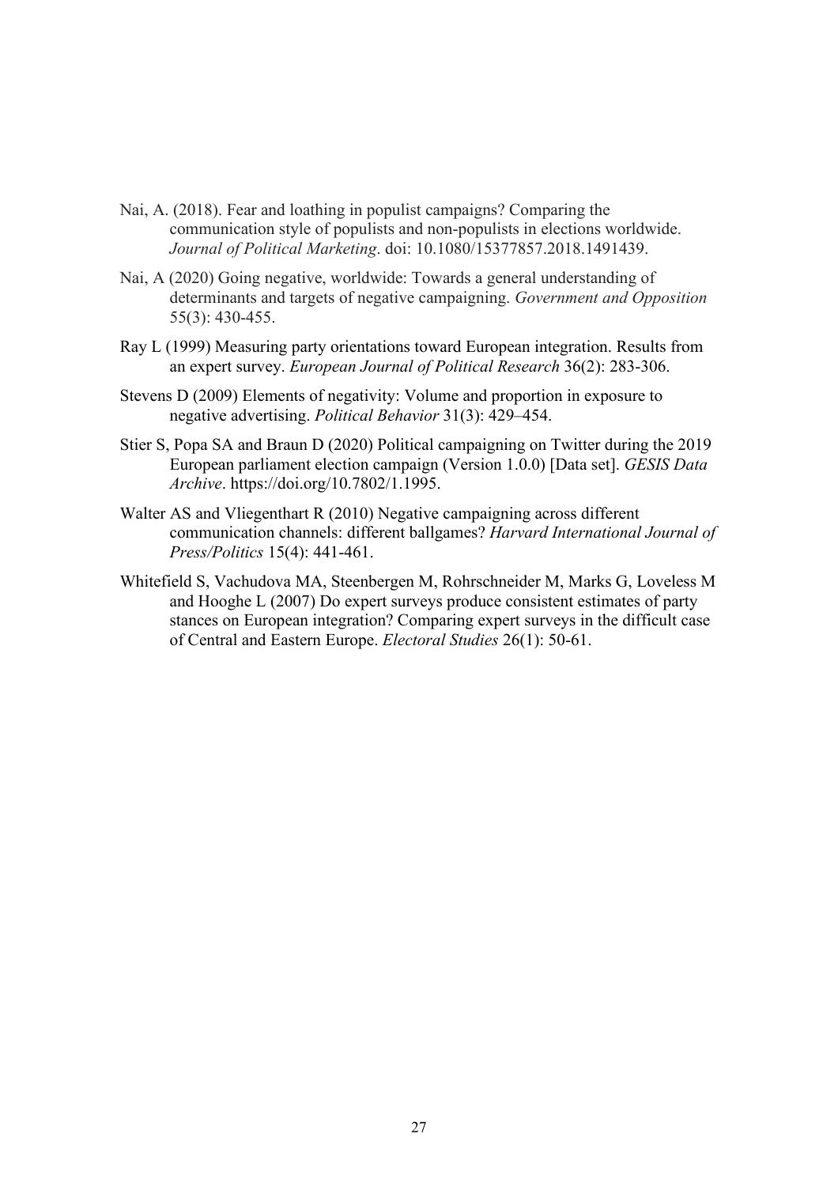Nai, A. (2018). Fear and loathing in populist campaigns? Comparing the communication style of populists and non-populists in elections worldwide. *Journal of Political Marketing*. doi: 10.1080/15377857.2018.1491439.

Nai, A (2020) Going negative, worldwide: Towards a general understanding of determinants and targets of negative campaigning. *Government and Opposition* 55(3): 430-455.

Ray L (1999) Measuring party orientations toward European integration. Results from an expert survey. *European Journal of Political Research* 36(2): 283-306.

Stevens D (2009) Elements of negativity: Volume and proportion in exposure to negative advertising. *Political Behavior* 31(3): 429–454.

Stier S, Popa SA and Braun D (2020) Political campaigning on Twitter during the 2019 European parliament election campaign (Version 1.0.0) [Data set]. *GESIS Data Archive*. https://doi.org/10.7802/1.1995.

Walter AS and Vliegenthart R (2010) Negative campaigning across different communication channels: different ballgames? *Harvard International Journal of Press/Politics* 15(4): 441-461.

Whitefield S, Vachudova MA, Steenbergen M, Rohrschneider M, Marks G, Loveless M and Hooghe L (2007) Do expert surveys produce consistent estimates of party stances on European integration? Comparing expert surveys in the difficult case of Central and Eastern Europe. *Electoral Studies* 26(1): 50-61.